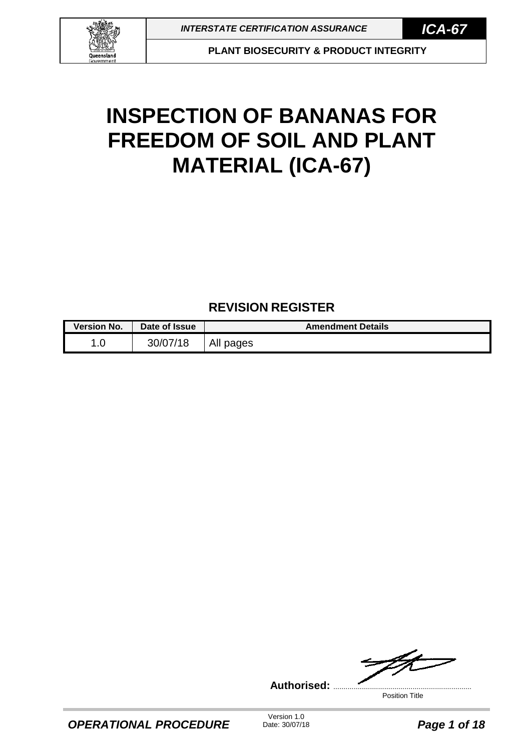# INSPECTION OF BANANAS FOR FREEDOM OF SOIL AND PLANT MATERIAL (ICA-67)

## REVISION REGISTER

| Version No. | Date of Issue | Amendment Details |
|---|---|---|
| 1.0 | 30/07/18 | All pages |

**Authorised:** ....................................................................
Position Title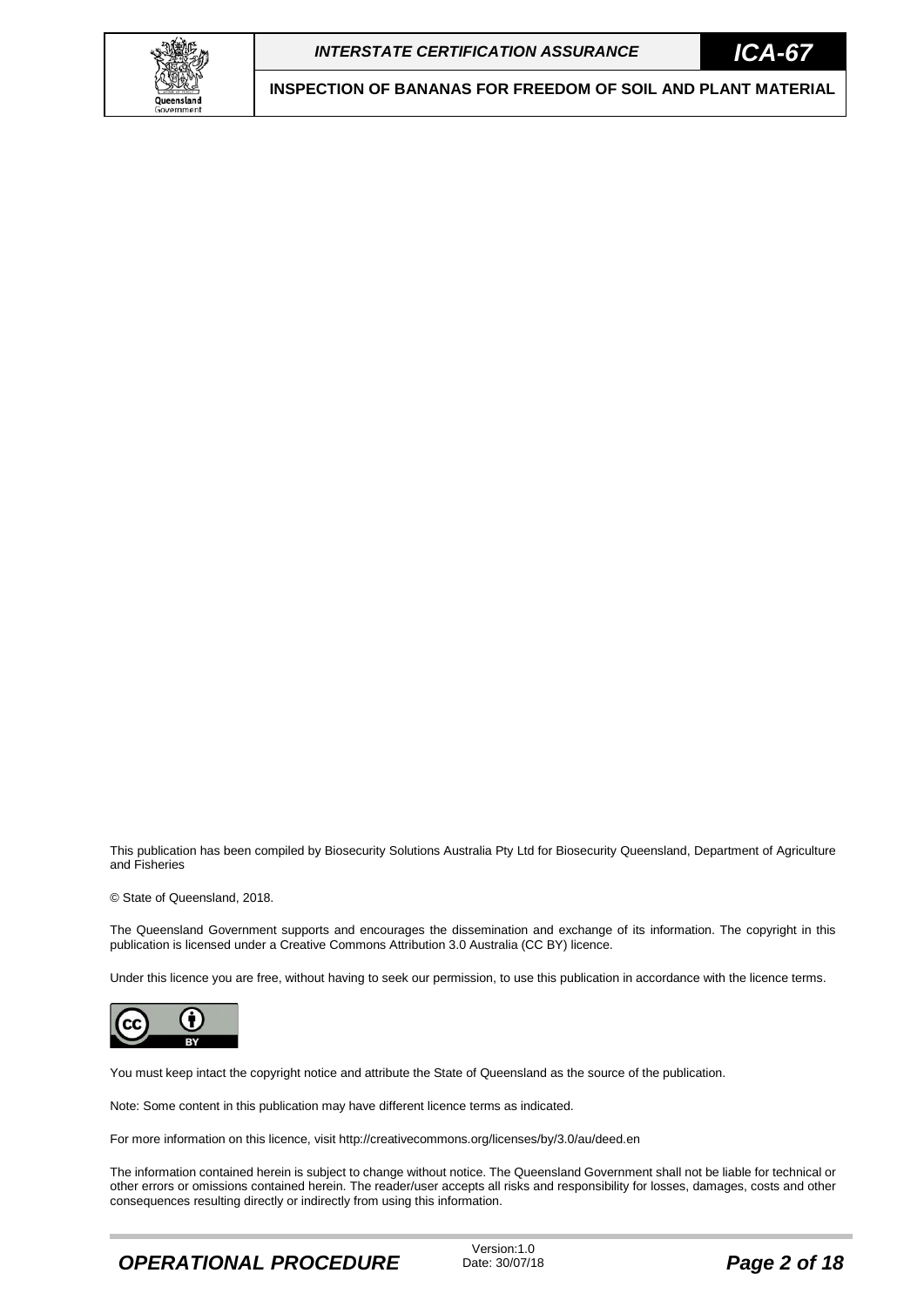This publication has been compiled by Biosecurity Solutions Australia Pty Ltd for Biosecurity Queensland, Department of Agriculture and Fisheries

© State of Queensland, 2018.

The Queensland Government supports and encourages the dissemination and exchange of its information. The copyright in this publication is licensed under a Creative Commons Attribution 3.0 Australia (CC BY) licence.

Under this licence you are free, without having to seek our permission, to use this publication in accordance with the licence terms.

You must keep intact the copyright notice and attribute the State of Queensland as the source of the publication.

Note: Some content in this publication may have different licence terms as indicated.

For more information on this licence, visit http://creativecommons.org/licenses/by/3.0/au/deed.en

The information contained herein is subject to change without notice. The Queensland Government shall not be liable for technical or other errors or omissions contained herein. The reader/user accepts all risks and responsibility for losses, damages, costs and other consequences resulting directly or indirectly from using this information.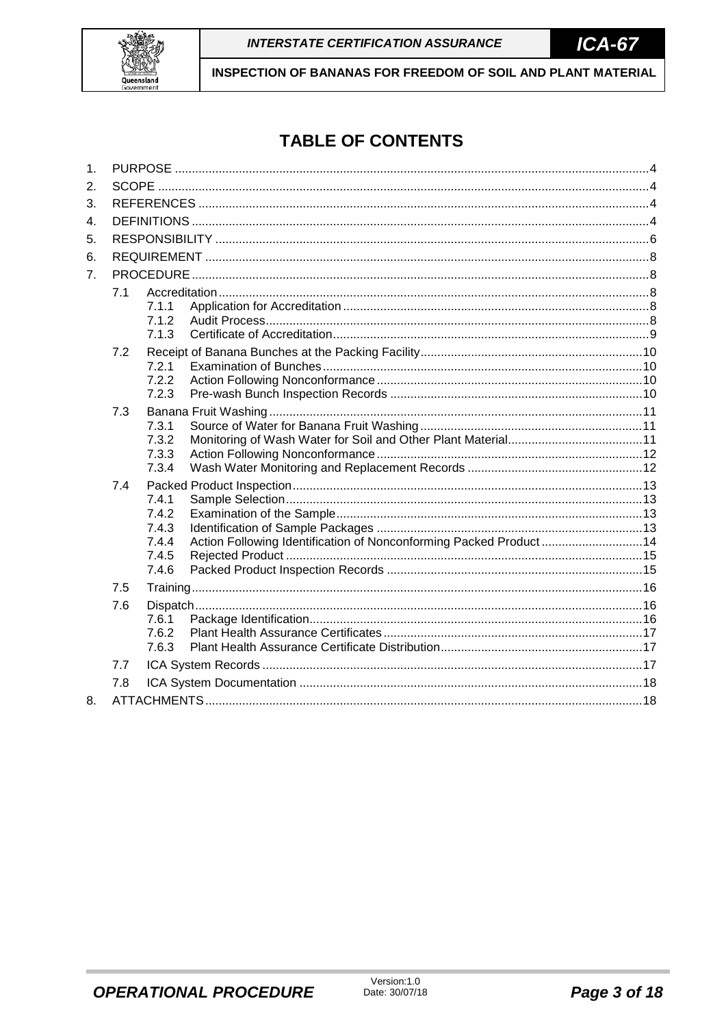# TABLE OF CONTENTS

1. PURPOSE ....................................................................................4
2. SCOPE ....................................................................................4
3. REFERENCES ....................................................................................4
4. DEFINITIONS ....................................................................................4
5. RESPONSIBILITY ....................................................................................6
6. REQUIREMENT ....................................................................................8
7. PROCEDURE ....................................................................................8
   - 7.1 Accreditation ....................................................................................8
     - 7.1.1 Application for Accreditation ....................................................................................8
     - 7.1.2 Audit Process ....................................................................................8
     - 7.1.3 Certificate of Accreditation ....................................................................................9
   - 7.2 Receipt of Banana Bunches at the Packing Facility ....................................................................................10
     - 7.2.1 Examination of Bunches ....................................................................................10
     - 7.2.2 Action Following Nonconformance ....................................................................................10
     - 7.2.3 Pre-wash Bunch Inspection Records ....................................................................................10
   - 7.3 Banana Fruit Washing ....................................................................................11
     - 7.3.1 Source of Water for Banana Fruit Washing ....................................................................................11
     - 7.3.2 Monitoring of Wash Water for Soil and Other Plant Material ....................................................................................11
     - 7.3.3 Action Following Nonconformance ....................................................................................12
     - 7.3.4 Wash Water Monitoring and Replacement Records ....................................................................................12
   - 7.4 Packed Product Inspection ....................................................................................13
     - 7.4.1 Sample Selection ....................................................................................13
     - 7.4.2 Examination of the Sample ....................................................................................13
     - 7.4.3 Identification of Sample Packages ....................................................................................13
     - 7.4.4 Action Following Identification of Nonconforming Packed Product ....................................................................................14
     - 7.4.5 Rejected Product ....................................................................................15
     - 7.4.6 Packed Product Inspection Records ....................................................................................15
   - 7.5 Training ....................................................................................16
   - 7.6 Dispatch ....................................................................................16
     - 7.6.1 Package Identification ....................................................................................16
     - 7.6.2 Plant Health Assurance Certificates ....................................................................................17
     - 7.6.3 Plant Health Assurance Certificate Distribution ....................................................................................17
   - 7.7 ICA System Records ....................................................................................17
   - 7.8 ICA System Documentation ....................................................................................18
8. ATTACHMENTS ....................................................................................18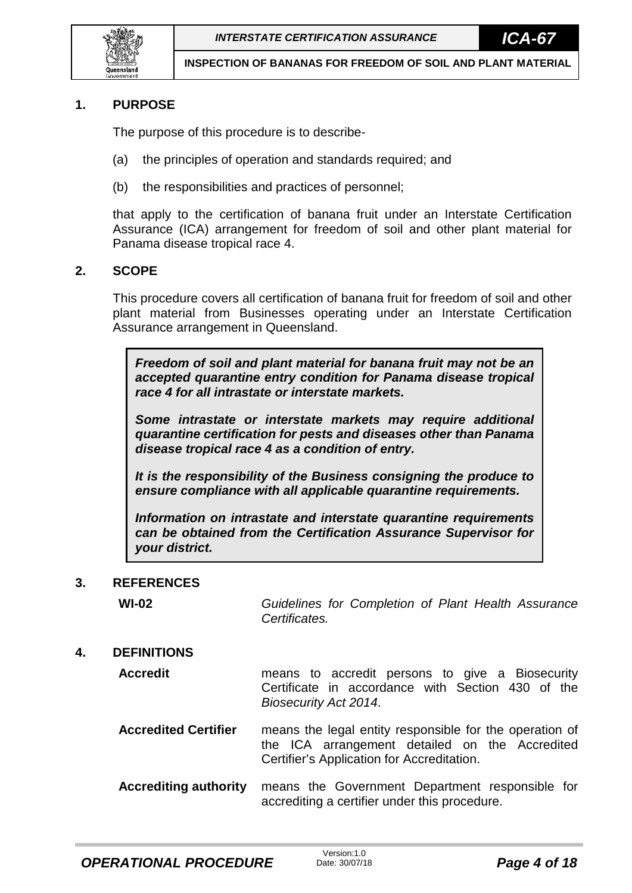## 1. PURPOSE

The purpose of this procedure is to describe-

(a) the principles of operation and standards required; and

(b) the responsibilities and practices of personnel;

that apply to the certification of banana fruit under an Interstate Certification Assurance (ICA) arrangement for freedom of soil and other plant material for Panama disease tropical race 4.

## 2. SCOPE

This procedure covers all certification of banana fruit for freedom of soil and other plant material from Businesses operating under an Interstate Certification Assurance arrangement in Queensland.

> ***Freedom of soil and plant material for banana fruit may not be an accepted quarantine entry condition for Panama disease tropical race 4 for all intrastate or interstate markets.***
>
> ***Some intrastate or interstate markets may require additional quarantine certification for pests and diseases other than Panama disease tropical race 4 as a condition of entry.***
>
> ***It is the responsibility of the Business consigning the produce to ensure compliance with all applicable quarantine requirements.***
>
> ***Information on intrastate and interstate quarantine requirements can be obtained from the Certification Assurance Supervisor for your district.***

## 3. REFERENCES

| | |
|---|---|
| **WI-02** | *Guidelines for Completion of Plant Health Assurance Certificates.* |

## 4. DEFINITIONS

| | |
|---|---|
| **Accredit** | means to accredit persons to give a Biosecurity Certificate in accordance with Section 430 of the *Biosecurity Act 2014*. |
| **Accredited Certifier** | means the legal entity responsible for the operation of the ICA arrangement detailed on the Accredited Certifier's Application for Accreditation. |
| **Accrediting authority** | means the Government Department responsible for accrediting a certifier under this procedure. |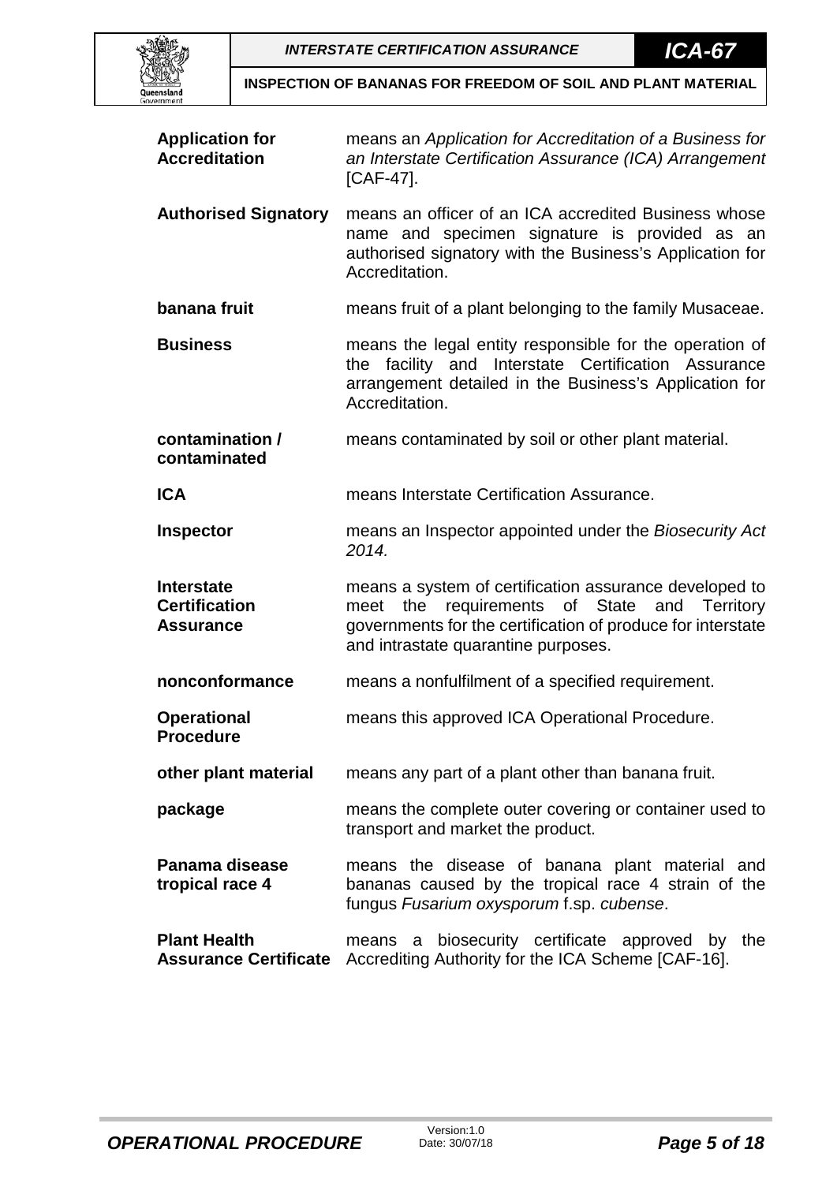**Application for Accreditation** means an *Application for Accreditation of a Business for an Interstate Certification Assurance (ICA) Arrangement* [CAF-47].

**Authorised Signatory** means an officer of an ICA accredited Business whose name and specimen signature is provided as an authorised signatory with the Business's Application for Accreditation.

**banana fruit** means fruit of a plant belonging to the family Musaceae.

**Business** means the legal entity responsible for the operation of the facility and Interstate Certification Assurance arrangement detailed in the Business's Application for Accreditation.

**contamination / contaminated** means contaminated by soil or other plant material.

**ICA** means Interstate Certification Assurance.

**Inspector** means an Inspector appointed under the *Biosecurity Act 2014.*

**Interstate Certification Assurance** means a system of certification assurance developed to meet the requirements of State and Territory governments for the certification of produce for interstate and intrastate quarantine purposes.

**nonconformance** means a nonfulfilment of a specified requirement.

**Operational Procedure** means this approved ICA Operational Procedure.

**other plant material** means any part of a plant other than banana fruit.

**package** means the complete outer covering or container used to transport and market the product.

**Panama disease tropical race 4** means the disease of banana plant material and bananas caused by the tropical race 4 strain of the fungus *Fusarium oxysporum* f.sp. *cubense*.

**Plant Health Assurance Certificate** means a biosecurity certificate approved by the Accrediting Authority for the ICA Scheme [CAF-16].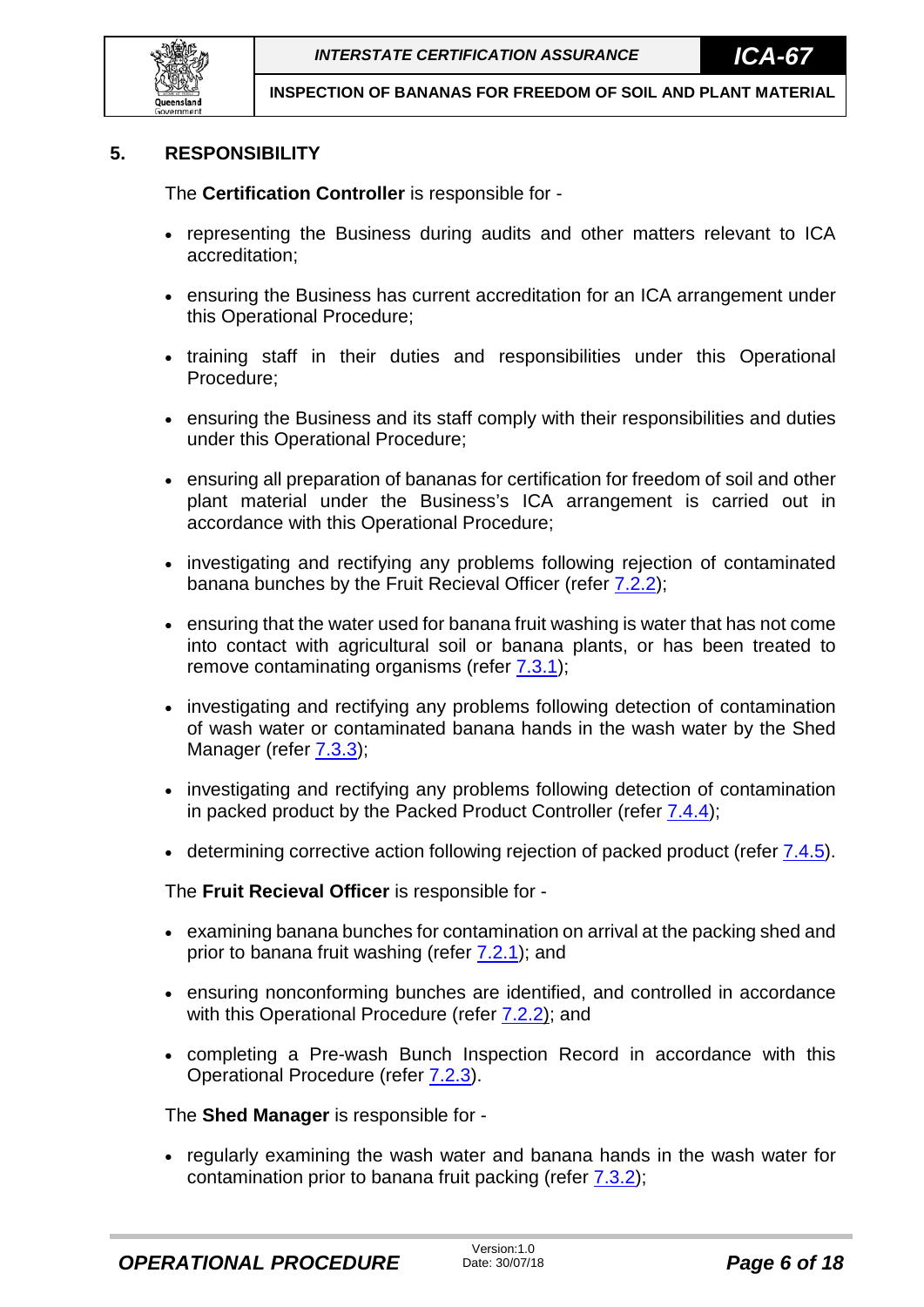## 5. RESPONSIBILITY

The **Certification Controller** is responsible for -

- representing the Business during audits and other matters relevant to ICA accreditation;
- ensuring the Business has current accreditation for an ICA arrangement under this Operational Procedure;
- training staff in their duties and responsibilities under this Operational Procedure;
- ensuring the Business and its staff comply with their responsibilities and duties under this Operational Procedure;
- ensuring all preparation of bananas for certification for freedom of soil and other plant material under the Business's ICA arrangement is carried out in accordance with this Operational Procedure;
- investigating and rectifying any problems following rejection of contaminated banana bunches by the Fruit Recieval Officer (refer 7.2.2);
- ensuring that the water used for banana fruit washing is water that has not come into contact with agricultural soil or banana plants, or has been treated to remove contaminating organisms (refer 7.3.1);
- investigating and rectifying any problems following detection of contamination of wash water or contaminated banana hands in the wash water by the Shed Manager (refer 7.3.3);
- investigating and rectifying any problems following detection of contamination in packed product by the Packed Product Controller (refer 7.4.4);
- determining corrective action following rejection of packed product (refer 7.4.5).

The **Fruit Recieval Officer** is responsible for -

- examining banana bunches for contamination on arrival at the packing shed and prior to banana fruit washing (refer 7.2.1); and
- ensuring nonconforming bunches are identified, and controlled in accordance with this Operational Procedure (refer 7.2.2); and
- completing a Pre-wash Bunch Inspection Record in accordance with this Operational Procedure (refer 7.2.3).

The **Shed Manager** is responsible for -

- regularly examining the wash water and banana hands in the wash water for contamination prior to banana fruit packing (refer 7.3.2);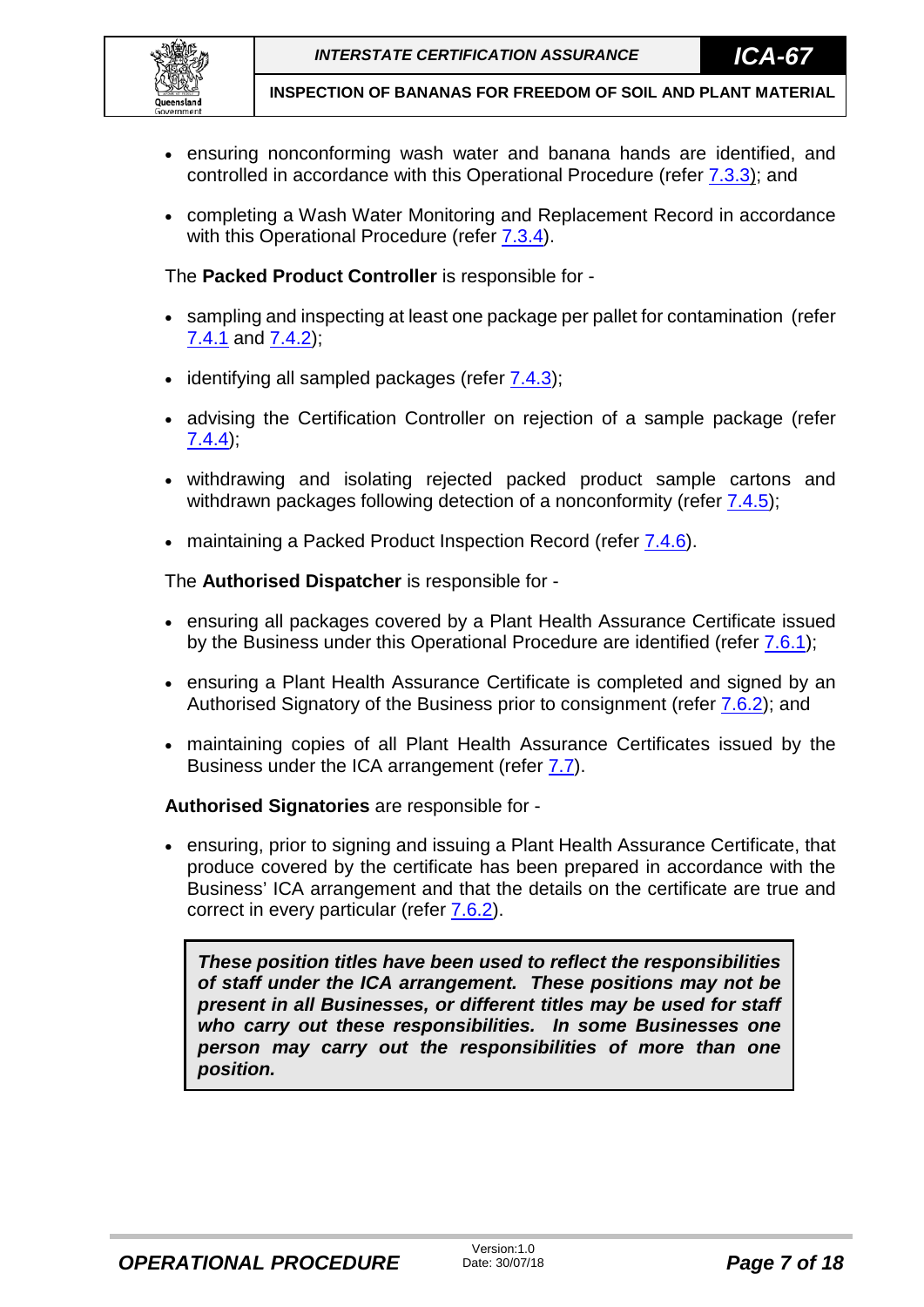- ensuring nonconforming wash water and banana hands are identified, and controlled in accordance with this Operational Procedure (refer 7.3.3); and
- completing a Wash Water Monitoring and Replacement Record in accordance with this Operational Procedure (refer 7.3.4).

The **Packed Product Controller** is responsible for -

- sampling and inspecting at least one package per pallet for contamination (refer 7.4.1 and 7.4.2);
- identifying all sampled packages (refer 7.4.3);
- advising the Certification Controller on rejection of a sample package (refer 7.4.4);
- withdrawing and isolating rejected packed product sample cartons and withdrawn packages following detection of a nonconformity (refer 7.4.5);
- maintaining a Packed Product Inspection Record (refer 7.4.6).

The **Authorised Dispatcher** is responsible for -

- ensuring all packages covered by a Plant Health Assurance Certificate issued by the Business under this Operational Procedure are identified (refer 7.6.1);
- ensuring a Plant Health Assurance Certificate is completed and signed by an Authorised Signatory of the Business prior to consignment (refer 7.6.2); and
- maintaining copies of all Plant Health Assurance Certificates issued by the Business under the ICA arrangement (refer 7.7).

**Authorised Signatories** are responsible for -

- ensuring, prior to signing and issuing a Plant Health Assurance Certificate, that produce covered by the certificate has been prepared in accordance with the Business' ICA arrangement and that the details on the certificate are true and correct in every particular (refer 7.6.2).

> ***These position titles have been used to reflect the responsibilities of staff under the ICA arrangement. These positions may not be present in all Businesses, or different titles may be used for staff who carry out these responsibilities. In some Businesses one person may carry out the responsibilities of more than one position.***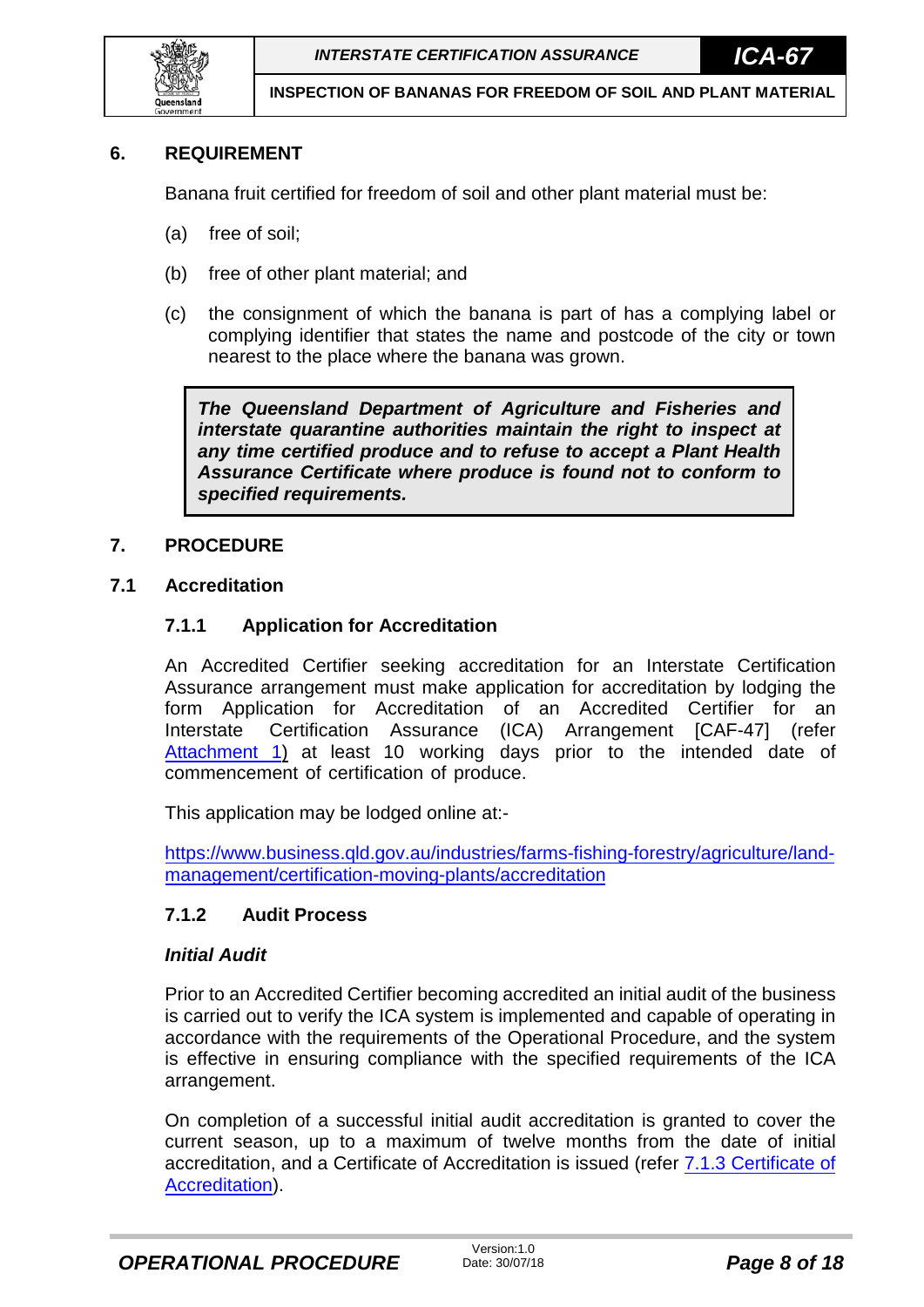## 6. REQUIREMENT

Banana fruit certified for freedom of soil and other plant material must be:

(a) free of soil;

(b) free of other plant material; and

(c) the consignment of which the banana is part of has a complying label or complying identifier that states the name and postcode of the city or town nearest to the place where the banana was grown.

> ***The Queensland Department of Agriculture and Fisheries and interstate quarantine authorities maintain the right to inspect at any time certified produce and to refuse to accept a Plant Health Assurance Certificate where produce is found not to conform to specified requirements.***

## 7. PROCEDURE

### 7.1 Accreditation

#### 7.1.1 Application for Accreditation

An Accredited Certifier seeking accreditation for an Interstate Certification Assurance arrangement must make application for accreditation by lodging the form Application for Accreditation of an Accredited Certifier for an Interstate Certification Assurance (ICA) Arrangement [CAF-47] (refer Attachment 1) at least 10 working days prior to the intended date of commencement of certification of produce.

This application may be lodged online at:-

https://www.business.qld.gov.au/industries/farms-fishing-forestry/agriculture/land-management/certification-moving-plants/accreditation

#### 7.1.2 Audit Process

***Initial Audit***

Prior to an Accredited Certifier becoming accredited an initial audit of the business is carried out to verify the ICA system is implemented and capable of operating in accordance with the requirements of the Operational Procedure, and the system is effective in ensuring compliance with the specified requirements of the ICA arrangement.

On completion of a successful initial audit accreditation is granted to cover the current season, up to a maximum of twelve months from the date of initial accreditation, and a Certificate of Accreditation is issued (refer 7.1.3 Certificate of Accreditation).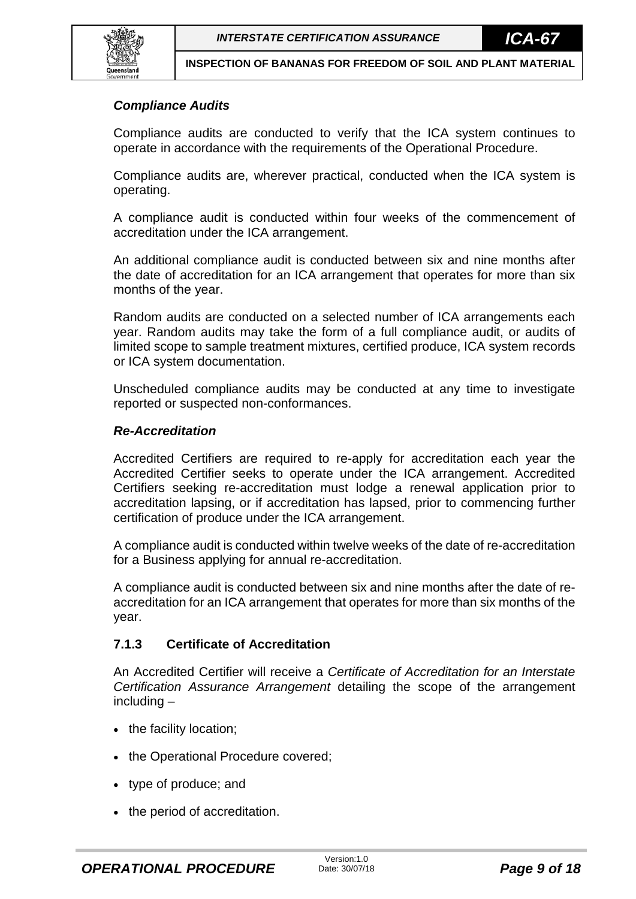### *Compliance Audits*

Compliance audits are conducted to verify that the ICA system continues to operate in accordance with the requirements of the Operational Procedure.

Compliance audits are, wherever practical, conducted when the ICA system is operating.

A compliance audit is conducted within four weeks of the commencement of accreditation under the ICA arrangement.

An additional compliance audit is conducted between six and nine months after the date of accreditation for an ICA arrangement that operates for more than six months of the year.

Random audits are conducted on a selected number of ICA arrangements each year. Random audits may take the form of a full compliance audit, or audits of limited scope to sample treatment mixtures, certified produce, ICA system records or ICA system documentation.

Unscheduled compliance audits may be conducted at any time to investigate reported or suspected non-conformances.

### *Re-Accreditation*

Accredited Certifiers are required to re-apply for accreditation each year the Accredited Certifier seeks to operate under the ICA arrangement. Accredited Certifiers seeking re-accreditation must lodge a renewal application prior to accreditation lapsing, or if accreditation has lapsed, prior to commencing further certification of produce under the ICA arrangement.

A compliance audit is conducted within twelve weeks of the date of re-accreditation for a Business applying for annual re-accreditation.

A compliance audit is conducted between six and nine months after the date of re-accreditation for an ICA arrangement that operates for more than six months of the year.

### 7.1.3 Certificate of Accreditation

An Accredited Certifier will receive a *Certificate of Accreditation for an Interstate Certification Assurance Arrangement* detailing the scope of the arrangement including –

- the facility location;
- the Operational Procedure covered;
- type of produce; and
- the period of accreditation.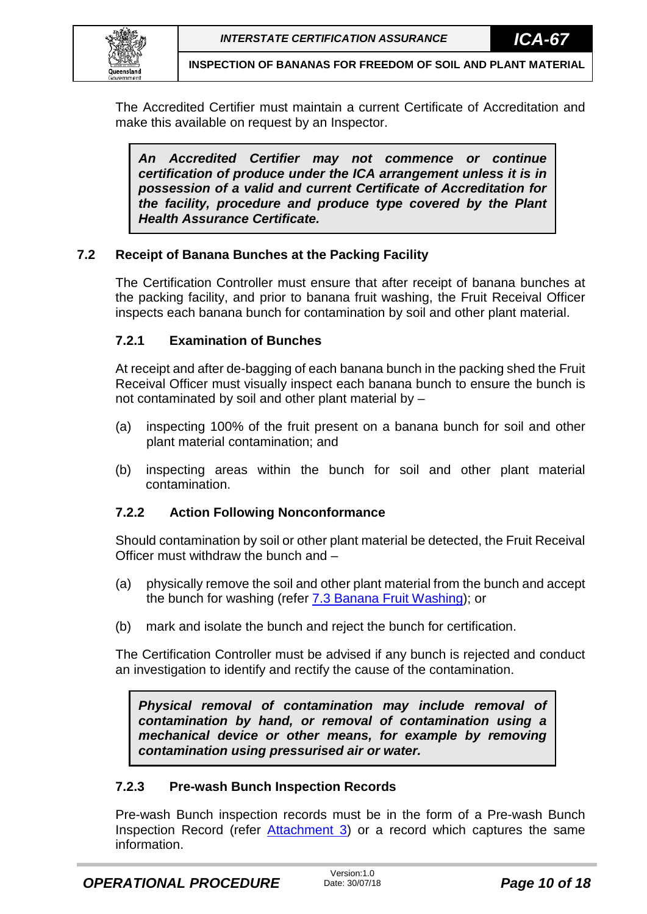The Accredited Certifier must maintain a current Certificate of Accreditation and make this available on request by an Inspector.

> ***An Accredited Certifier may not commence or continue certification of produce under the ICA arrangement unless it is in possession of a valid and current Certificate of Accreditation for the facility, procedure and produce type covered by the Plant Health Assurance Certificate.***

## 7.2 Receipt of Banana Bunches at the Packing Facility

The Certification Controller must ensure that after receipt of banana bunches at the packing facility, and prior to banana fruit washing, the Fruit Receival Officer inspects each banana bunch for contamination by soil and other plant material.

### 7.2.1 Examination of Bunches

At receipt and after de-bagging of each banana bunch in the packing shed the Fruit Receival Officer must visually inspect each banana bunch to ensure the bunch is not contaminated by soil and other plant material by –

(a) inspecting 100% of the fruit present on a banana bunch for soil and other plant material contamination; and

(b) inspecting areas within the bunch for soil and other plant material contamination.

### 7.2.2 Action Following Nonconformance

Should contamination by soil or other plant material be detected, the Fruit Receival Officer must withdraw the bunch and –

(a) physically remove the soil and other plant material from the bunch and accept the bunch for washing (refer 7.3 Banana Fruit Washing); or

(b) mark and isolate the bunch and reject the bunch for certification.

The Certification Controller must be advised if any bunch is rejected and conduct an investigation to identify and rectify the cause of the contamination.

> ***Physical removal of contamination may include removal of contamination by hand, or removal of contamination using a mechanical device or other means, for example by removing contamination using pressurised air or water.***

### 7.2.3 Pre-wash Bunch Inspection Records

Pre-wash Bunch inspection records must be in the form of a Pre-wash Bunch Inspection Record (refer Attachment 3) or a record which captures the same information.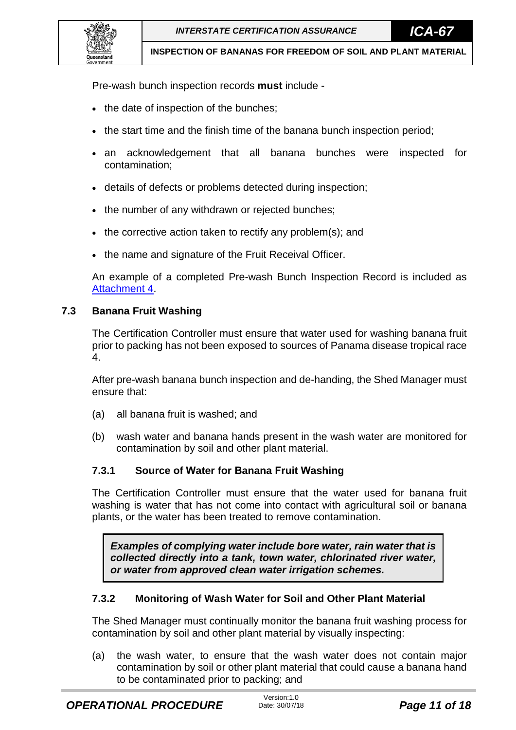Pre-wash bunch inspection records **must** include -

- the date of inspection of the bunches;
- the start time and the finish time of the banana bunch inspection period;
- an acknowledgement that all banana bunches were inspected for contamination;
- details of defects or problems detected during inspection;
- the number of any withdrawn or rejected bunches;
- the corrective action taken to rectify any problem(s); and
- the name and signature of the Fruit Receival Officer.

An example of a completed Pre-wash Bunch Inspection Record is included as Attachment 4.

## 7.3 Banana Fruit Washing

The Certification Controller must ensure that water used for washing banana fruit prior to packing has not been exposed to sources of Panama disease tropical race 4.

After pre-wash banana bunch inspection and de-handing, the Shed Manager must ensure that:

(a) all banana fruit is washed; and

(b) wash water and banana hands present in the wash water are monitored for contamination by soil and other plant material.

### 7.3.1 Source of Water for Banana Fruit Washing

The Certification Controller must ensure that the water used for banana fruit washing is water that has not come into contact with agricultural soil or banana plants, or the water has been treated to remove contamination.

> ***Examples of complying water include bore water, rain water that is collected directly into a tank, town water, chlorinated river water, or water from approved clean water irrigation schemes.***

### 7.3.2 Monitoring of Wash Water for Soil and Other Plant Material

The Shed Manager must continually monitor the banana fruit washing process for contamination by soil and other plant material by visually inspecting:

(a) the wash water, to ensure that the wash water does not contain major contamination by soil or other plant material that could cause a banana hand to be contaminated prior to packing; and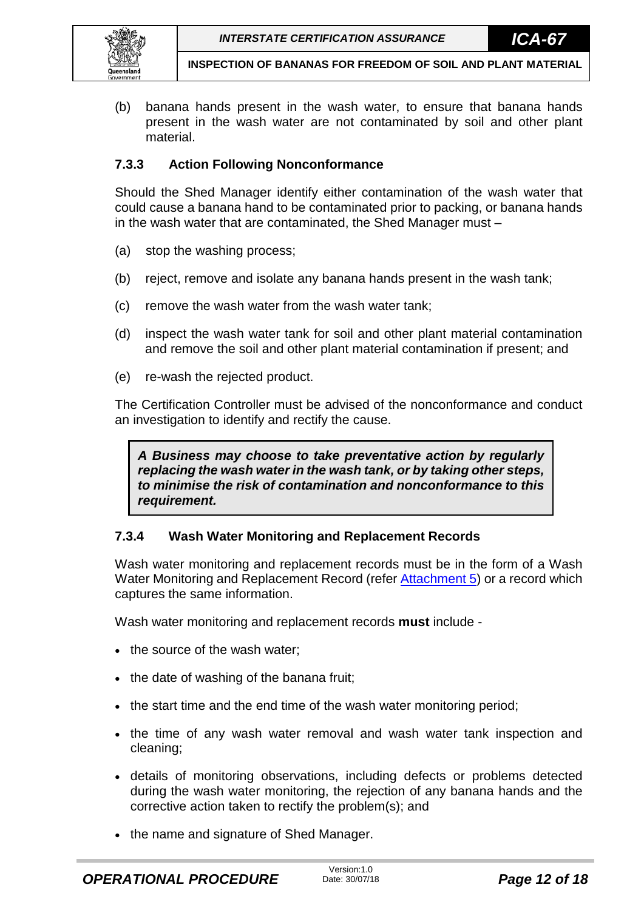(b) banana hands present in the wash water, to ensure that banana hands present in the wash water are not contaminated by soil and other plant material.

### 7.3.3 Action Following Nonconformance

Should the Shed Manager identify either contamination of the wash water that could cause a banana hand to be contaminated prior to packing, or banana hands in the wash water that are contaminated, the Shed Manager must –

(a) stop the washing process;

(b) reject, remove and isolate any banana hands present in the wash tank;

(c) remove the wash water from the wash water tank;

(d) inspect the wash water tank for soil and other plant material contamination and remove the soil and other plant material contamination if present; and

(e) re-wash the rejected product.

The Certification Controller must be advised of the nonconformance and conduct an investigation to identify and rectify the cause.

> ***A Business may choose to take preventative action by regularly replacing the wash water in the wash tank, or by taking other steps, to minimise the risk of contamination and nonconformance to this requirement.***

### 7.3.4 Wash Water Monitoring and Replacement Records

Wash water monitoring and replacement records must be in the form of a Wash Water Monitoring and Replacement Record (refer Attachment 5) or a record which captures the same information.

Wash water monitoring and replacement records **must** include -

- the source of the wash water;
- the date of washing of the banana fruit;
- the start time and the end time of the wash water monitoring period;
- the time of any wash water removal and wash water tank inspection and cleaning;
- details of monitoring observations, including defects or problems detected during the wash water monitoring, the rejection of any banana hands and the corrective action taken to rectify the problem(s); and
- the name and signature of Shed Manager.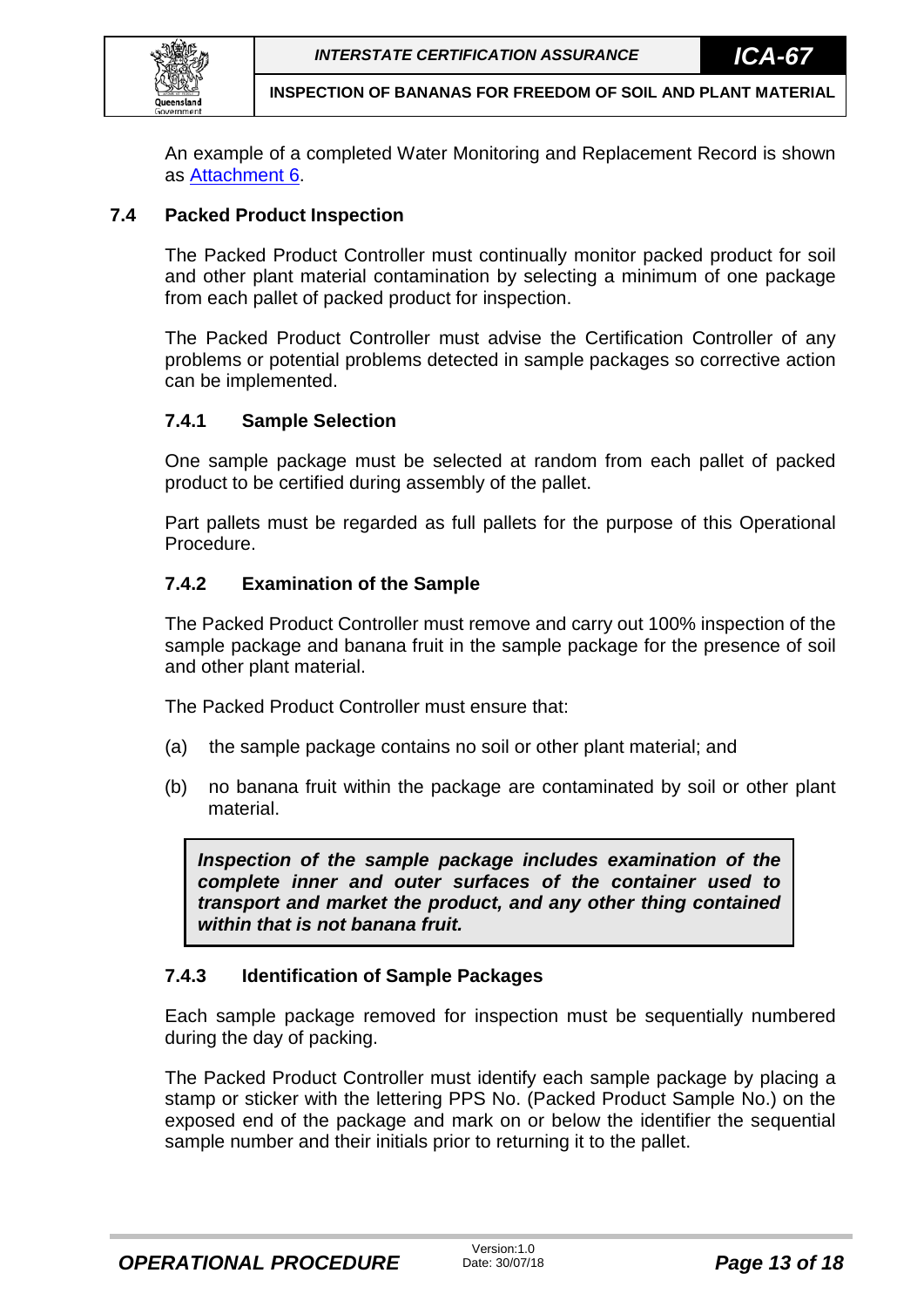An example of a completed Water Monitoring and Replacement Record is shown as Attachment 6.

## 7.4 Packed Product Inspection

The Packed Product Controller must continually monitor packed product for soil and other plant material contamination by selecting a minimum of one package from each pallet of packed product for inspection.

The Packed Product Controller must advise the Certification Controller of any problems or potential problems detected in sample packages so corrective action can be implemented.

### 7.4.1 Sample Selection

One sample package must be selected at random from each pallet of packed product to be certified during assembly of the pallet.

Part pallets must be regarded as full pallets for the purpose of this Operational Procedure.

### 7.4.2 Examination of the Sample

The Packed Product Controller must remove and carry out 100% inspection of the sample package and banana fruit in the sample package for the presence of soil and other plant material.

The Packed Product Controller must ensure that:

(a) the sample package contains no soil or other plant material; and

(b) no banana fruit within the package are contaminated by soil or other plant material.

> ***Inspection of the sample package includes examination of the complete inner and outer surfaces of the container used to transport and market the product, and any other thing contained within that is not banana fruit.***

### 7.4.3 Identification of Sample Packages

Each sample package removed for inspection must be sequentially numbered during the day of packing.

The Packed Product Controller must identify each sample package by placing a stamp or sticker with the lettering PPS No. (Packed Product Sample No.) on the exposed end of the package and mark on or below the identifier the sequential sample number and their initials prior to returning it to the pallet.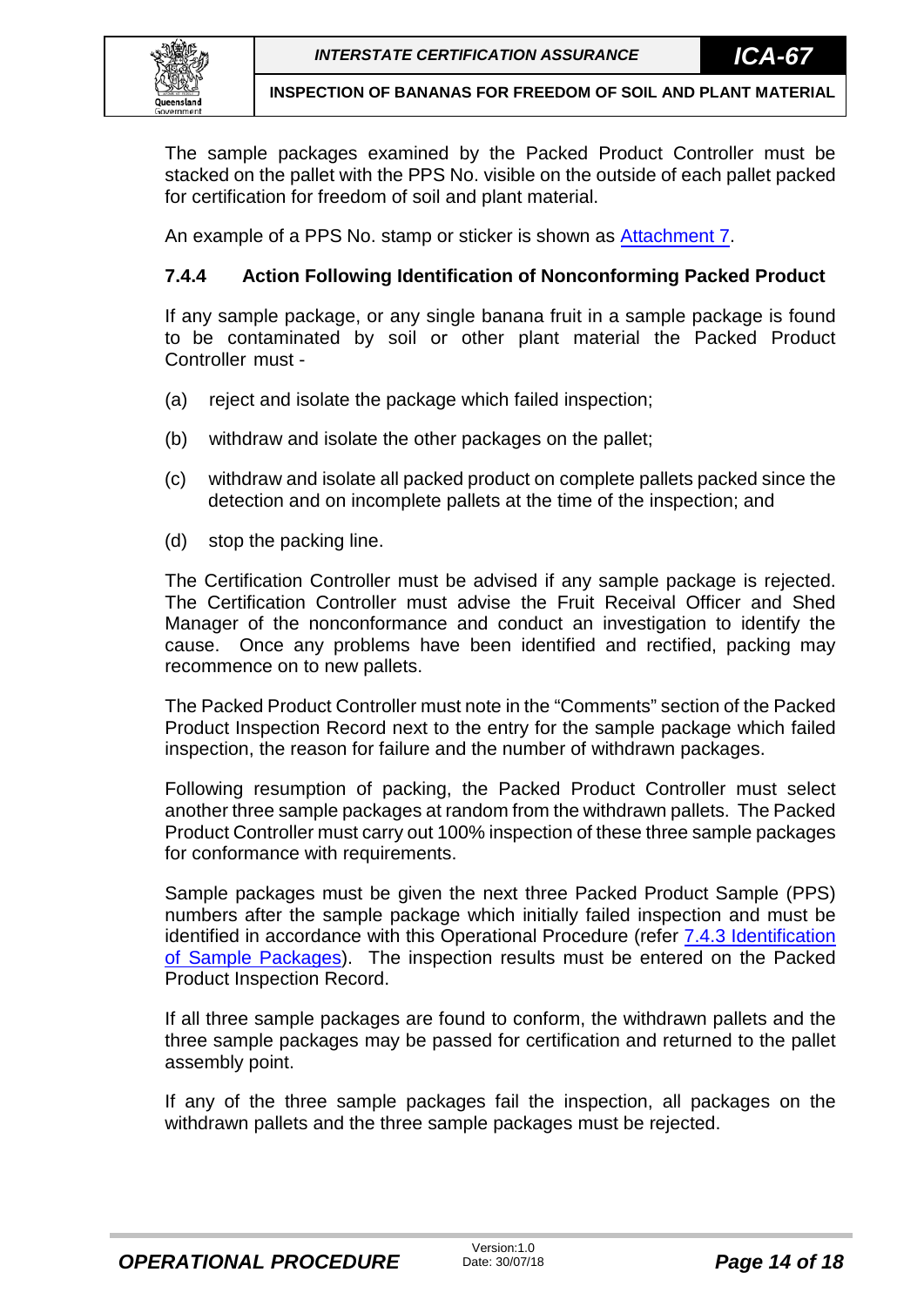The sample packages examined by the Packed Product Controller must be stacked on the pallet with the PPS No. visible on the outside of each pallet packed for certification for freedom of soil and plant material.

An example of a PPS No. stamp or sticker is shown as Attachment 7.

### 7.4.4 Action Following Identification of Nonconforming Packed Product

If any sample package, or any single banana fruit in a sample package is found to be contaminated by soil or other plant material the Packed Product Controller must -

(a) reject and isolate the package which failed inspection;

(b) withdraw and isolate the other packages on the pallet;

(c) withdraw and isolate all packed product on complete pallets packed since the detection and on incomplete pallets at the time of the inspection; and

(d) stop the packing line.

The Certification Controller must be advised if any sample package is rejected. The Certification Controller must advise the Fruit Receival Officer and Shed Manager of the nonconformance and conduct an investigation to identify the cause. Once any problems have been identified and rectified, packing may recommence on to new pallets.

The Packed Product Controller must note in the "Comments" section of the Packed Product Inspection Record next to the entry for the sample package which failed inspection, the reason for failure and the number of withdrawn packages.

Following resumption of packing, the Packed Product Controller must select another three sample packages at random from the withdrawn pallets. The Packed Product Controller must carry out 100% inspection of these three sample packages for conformance with requirements.

Sample packages must be given the next three Packed Product Sample (PPS) numbers after the sample package which initially failed inspection and must be identified in accordance with this Operational Procedure (refer 7.4.3 Identification of Sample Packages). The inspection results must be entered on the Packed Product Inspection Record.

If all three sample packages are found to conform, the withdrawn pallets and the three sample packages may be passed for certification and returned to the pallet assembly point.

If any of the three sample packages fail the inspection, all packages on the withdrawn pallets and the three sample packages must be rejected.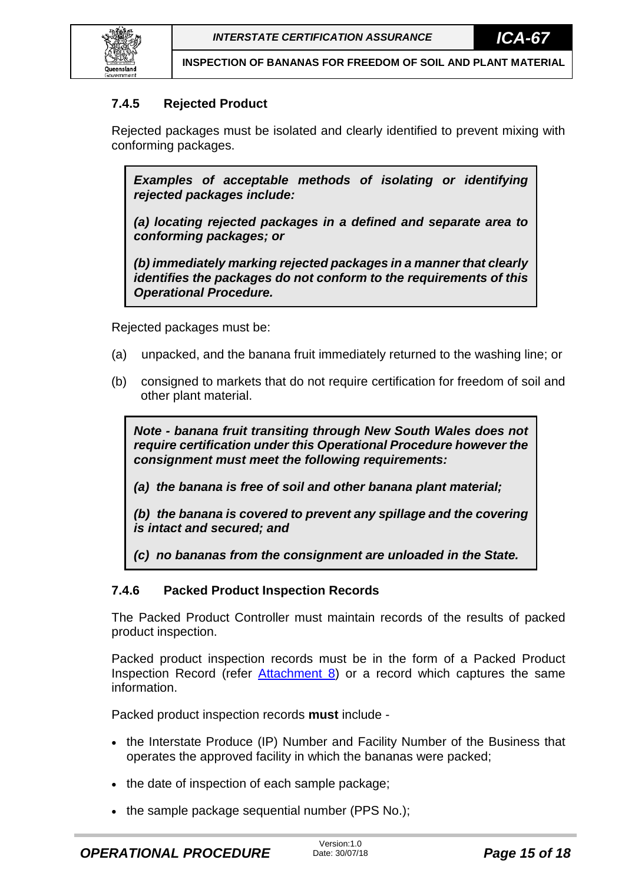### 7.4.5 Rejected Product

Rejected packages must be isolated and clearly identified to prevent mixing with conforming packages.

> ***Examples of acceptable methods of isolating or identifying rejected packages include:***
>
> ***(a) locating rejected packages in a defined and separate area to conforming packages; or***
>
> ***(b) immediately marking rejected packages in a manner that clearly identifies the packages do not conform to the requirements of this Operational Procedure.***

Rejected packages must be:

(a) unpacked, and the banana fruit immediately returned to the washing line; or

(b) consigned to markets that do not require certification for freedom of soil and other plant material.

> ***Note - banana fruit transiting through New South Wales does not require certification under this Operational Procedure however the consignment must meet the following requirements:***
>
> ***(a) the banana is free of soil and other banana plant material;***
>
> ***(b) the banana is covered to prevent any spillage and the covering is intact and secured; and***
>
> ***(c) no bananas from the consignment are unloaded in the State.***

### 7.4.6 Packed Product Inspection Records

The Packed Product Controller must maintain records of the results of packed product inspection.

Packed product inspection records must be in the form of a Packed Product Inspection Record (refer Attachment 8) or a record which captures the same information.

Packed product inspection records **must** include -

- the Interstate Produce (IP) Number and Facility Number of the Business that operates the approved facility in which the bananas were packed;
- the date of inspection of each sample package;
- the sample package sequential number (PPS No.);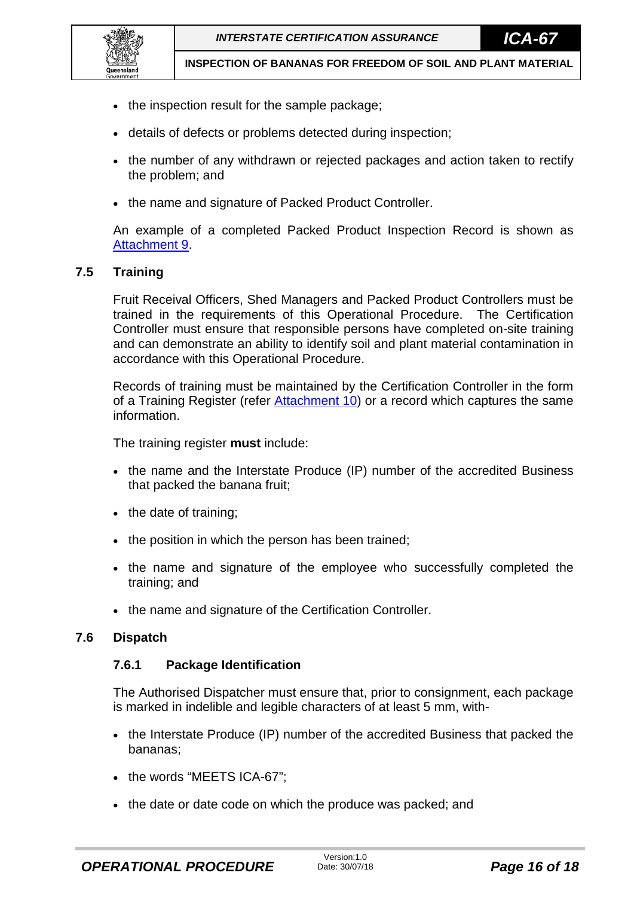- the inspection result for the sample package;
- details of defects or problems detected during inspection;
- the number of any withdrawn or rejected packages and action taken to rectify the problem; and
- the name and signature of Packed Product Controller.

An example of a completed Packed Product Inspection Record is shown as Attachment 9.

## 7.5 Training

Fruit Receival Officers, Shed Managers and Packed Product Controllers must be trained in the requirements of this Operational Procedure. The Certification Controller must ensure that responsible persons have completed on-site training and can demonstrate an ability to identify soil and plant material contamination in accordance with this Operational Procedure.

Records of training must be maintained by the Certification Controller in the form of a Training Register (refer Attachment 10) or a record which captures the same information.

The training register **must** include:

- the name and the Interstate Produce (IP) number of the accredited Business that packed the banana fruit;
- the date of training;
- the position in which the person has been trained;
- the name and signature of the employee who successfully completed the training; and
- the name and signature of the Certification Controller.

## 7.6 Dispatch

### 7.6.1 Package Identification

The Authorised Dispatcher must ensure that, prior to consignment, each package is marked in indelible and legible characters of at least 5 mm, with-

- the Interstate Produce (IP) number of the accredited Business that packed the bananas;
- the words "MEETS ICA-67";
- the date or date code on which the produce was packed; and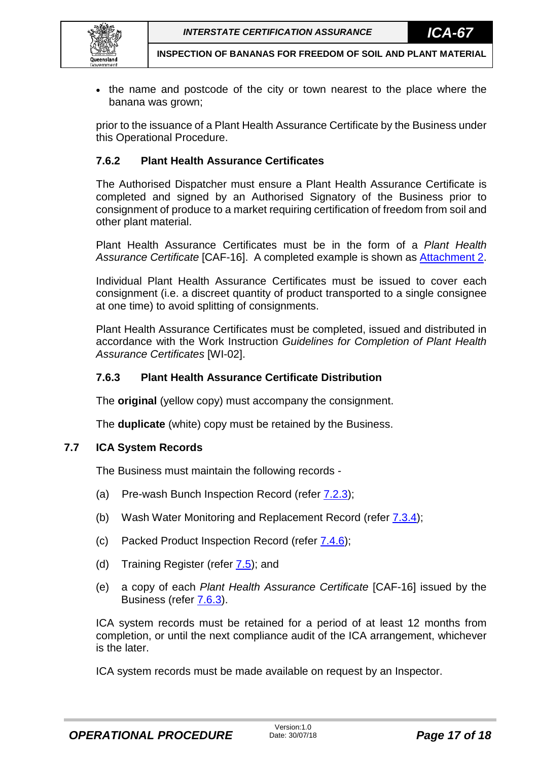- the name and postcode of the city or town nearest to the place where the banana was grown;

prior to the issuance of a Plant Health Assurance Certificate by the Business under this Operational Procedure.

### 7.6.2 Plant Health Assurance Certificates

The Authorised Dispatcher must ensure a Plant Health Assurance Certificate is completed and signed by an Authorised Signatory of the Business prior to consignment of produce to a market requiring certification of freedom from soil and other plant material.

Plant Health Assurance Certificates must be in the form of a *Plant Health Assurance Certificate* [CAF-16]. A completed example is shown as Attachment 2.

Individual Plant Health Assurance Certificates must be issued to cover each consignment (i.e. a discreet quantity of product transported to a single consignee at one time) to avoid splitting of consignments.

Plant Health Assurance Certificates must be completed, issued and distributed in accordance with the Work Instruction *Guidelines for Completion of Plant Health Assurance Certificates* [WI-02].

### 7.6.3 Plant Health Assurance Certificate Distribution

The **original** (yellow copy) must accompany the consignment.

The **duplicate** (white) copy must be retained by the Business.

## 7.7 ICA System Records

The Business must maintain the following records -

(a) Pre-wash Bunch Inspection Record (refer 7.2.3);

(b) Wash Water Monitoring and Replacement Record (refer 7.3.4);

(c) Packed Product Inspection Record (refer 7.4.6);

(d) Training Register (refer 7.5); and

(e) a copy of each *Plant Health Assurance Certificate* [CAF-16] issued by the Business (refer 7.6.3).

ICA system records must be retained for a period of at least 12 months from completion, or until the next compliance audit of the ICA arrangement, whichever is the later.

ICA system records must be made available on request by an Inspector.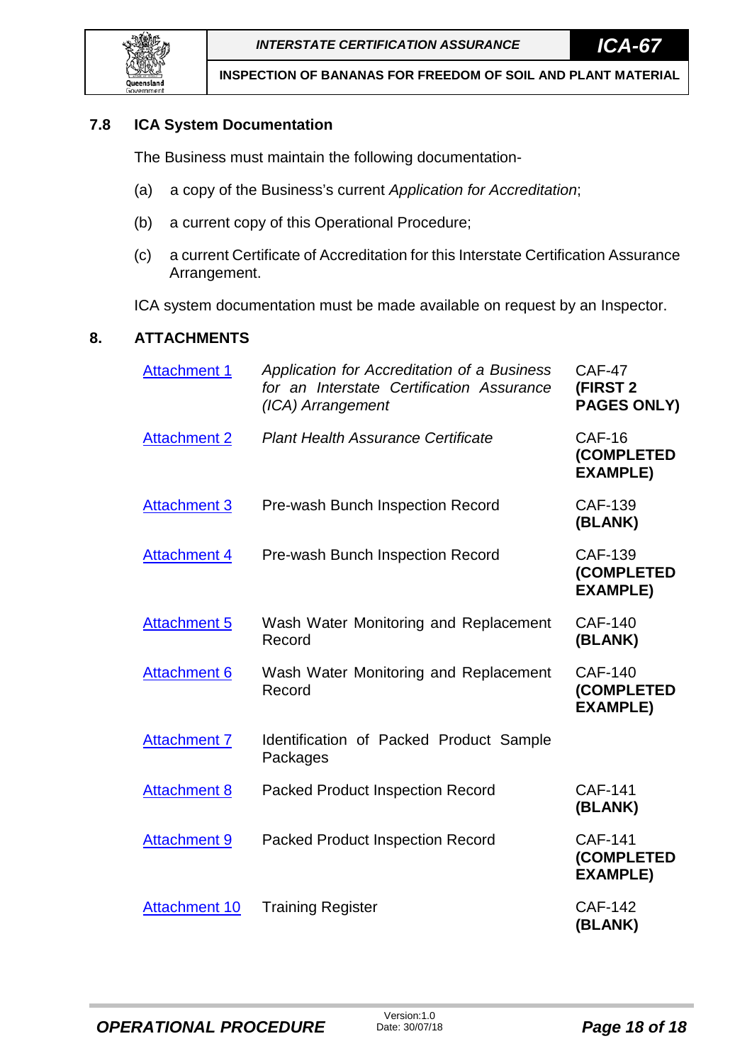## 7.8 ICA System Documentation

The Business must maintain the following documentation-

(a) a copy of the Business's current *Application for Accreditation*;

(b) a current copy of this Operational Procedure;

(c) a current Certificate of Accreditation for this Interstate Certification Assurance Arrangement.

ICA system documentation must be made available on request by an Inspector.

# 8. ATTACHMENTS

| | | |
|---|---|---|
| Attachment 1 | *Application for Accreditation of a Business for an Interstate Certification Assurance (ICA) Arrangement* | CAF-47 **(FIRST 2 PAGES ONLY)** |
| Attachment 2 | *Plant Health Assurance Certificate* | CAF-16 **(COMPLETED EXAMPLE)** |
| Attachment 3 | Pre-wash Bunch Inspection Record | CAF-139 **(BLANK)** |
| Attachment 4 | Pre-wash Bunch Inspection Record | CAF-139 **(COMPLETED EXAMPLE)** |
| Attachment 5 | Wash Water Monitoring and Replacement Record | CAF-140 **(BLANK)** |
| Attachment 6 | Wash Water Monitoring and Replacement Record | CAF-140 **(COMPLETED EXAMPLE)** |
| Attachment 7 | Identification of Packed Product Sample Packages | |
| Attachment 8 | Packed Product Inspection Record | CAF-141 **(BLANK)** |
| Attachment 9 | Packed Product Inspection Record | CAF-141 **(COMPLETED EXAMPLE)** |
| Attachment 10 | Training Register | CAF-142 **(BLANK)** |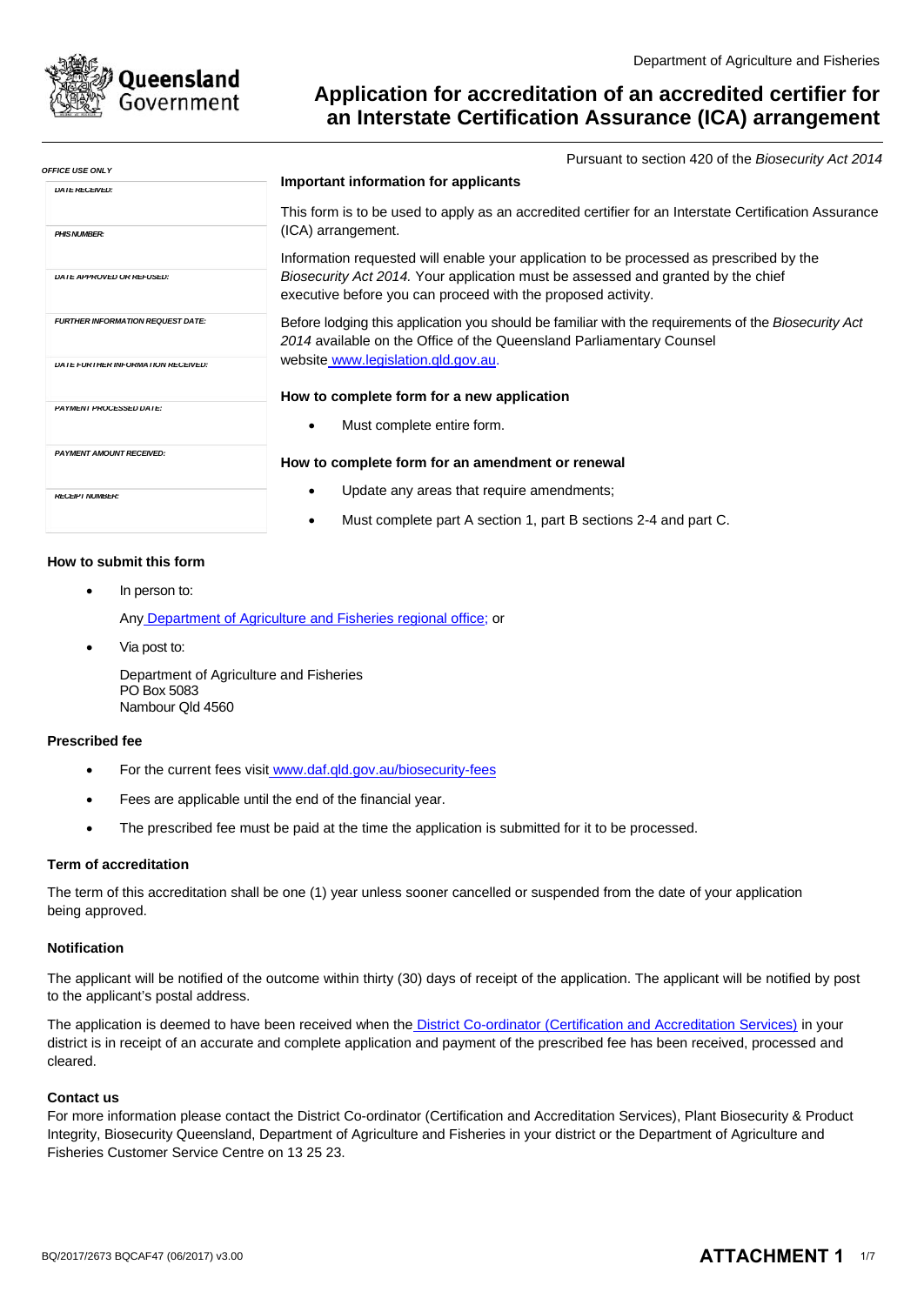Department of Agriculture and Fisheries

# Application for accreditation of an accredited certifier for an Interstate Certification Assurance (ICA) arrangement

Pursuant to section 420 of the *Biosecurity Act 2014*

| OFFICE USE ONLY |
| --- |
| DATE RECEIVED: |
| PHIS NUMBER: |
| DATE APPROVED OR REFUSED: |
| FURTHER INFORMATION REQUEST DATE: |
| DATE FURTHER INFORMATION RECEIVED: |
| PAYMENT PROCESSED DATE: |
| PAYMENT AMOUNT RECEIVED: |
| RECEIPT NUMBER: |

### Important information for applicants

This form is to be used to apply as an accredited certifier for an Interstate Certification Assurance (ICA) arrangement.

Information requested will enable your application to be processed as prescribed by the *Biosecurity Act 2014.* Your application must be assessed and granted by the chief executive before you can proceed with the proposed activity.

Before lodging this application you should be familiar with the requirements of the *Biosecurity Act 2014* available on the Office of the Queensland Parliamentary Counsel website www.legislation.qld.gov.au.

### How to complete form for a new application

- Must complete entire form.

### How to complete form for an amendment or renewal

- Update any areas that require amendments;
- Must complete part A section 1, part B sections 2-4 and part C.

### How to submit this form

- In person to:

  Any Department of Agriculture and Fisheries regional office; or

- Via post to:

  Department of Agriculture and Fisheries
  PO Box 5083
  Nambour Qld 4560

### Prescribed fee

- For the current fees visit www.daf.qld.gov.au/biosecurity-fees
- Fees are applicable until the end of the financial year.
- The prescribed fee must be paid at the time the application is submitted for it to be processed.

### Term of accreditation

The term of this accreditation shall be one (1) year unless sooner cancelled or suspended from the date of your application being approved.

### Notification

The applicant will be notified of the outcome within thirty (30) days of receipt of the application. The applicant will be notified by post to the applicant's postal address.

The application is deemed to have been received when the District Co-ordinator (Certification and Accreditation Services) in your district is in receipt of an accurate and complete application and payment of the prescribed fee has been received, processed and cleared.

### Contact us

For more information please contact the District Co-ordinator (Certification and Accreditation Services), Plant Biosecurity & Product Integrity, Biosecurity Queensland, Department of Agriculture and Fisheries in your district or the Department of Agriculture and Fisheries Customer Service Centre on 13 25 23.

BQ/2017/2673 BQCAF47 (06/2017) v3.00

**ATTACHMENT 1**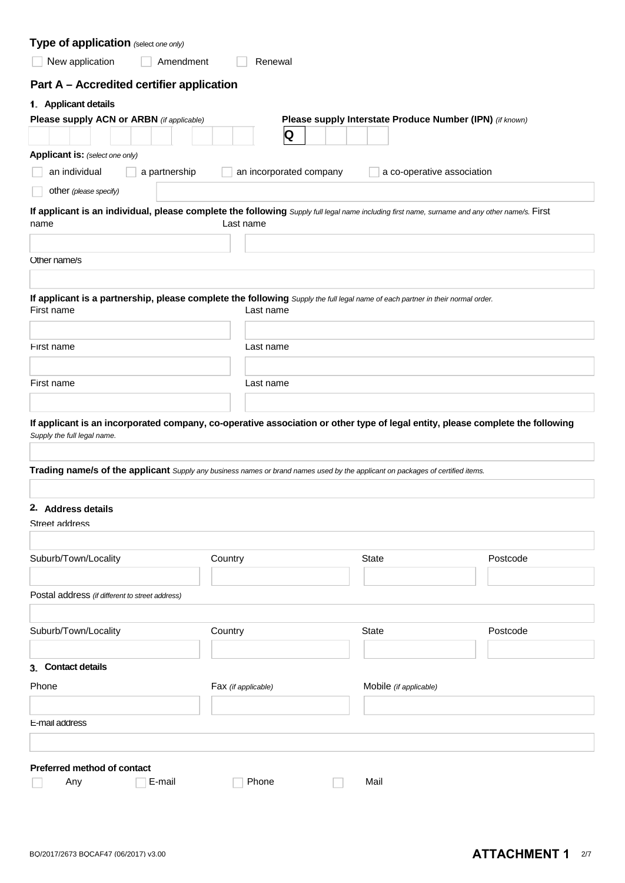**Type of application** *(select one only)*

☐ New application ☐ Amendment ☐ Renewal

## Part A – Accredited certifier application

### 1. Applicant details

**Please supply ACN or ARBN** *(if applicable)*

**Please supply Interstate Produce Number (IPN)** *(if known)*

Q

**Applicant is:** *(select one only)*

☐ an individual ☐ a partnership ☐ an incorporated company ☐ a co-operative association

☐ other *(please specify)*

**If applicant is an individual, please complete the following** *Supply full legal name including first name, surname and any other name/s.*

First name

Last name

Other name/s

**If applicant is a partnership, please complete the following** *Supply the full legal name of each partner in their normal order.*

First name

Last name

First name

Last name

First name

Last name

**If applicant is an incorporated company, co-operative association or other type of legal entity, please complete the following** *Supply the full legal name.*

**Trading name/s of the applicant** *Supply any business names or brand names used by the applicant on packages of certified items.*

### 2. Address details

Street address

Suburb/Town/Locality

Country

State

Postcode

Postal address *(if different to street address)*

Suburb/Town/Locality

Country

State

Postcode

### 3. Contact details

Phone

Fax *(if applicable)*

Mobile *(if applicable)*

E-mail address

**Preferred method of contact**

☐ Any ☐ E-mail ☐ Phone ☐ Mail

BO/2017/2673 BOCAF47 (06/2017) v3.00

**ATTACHMENT 1**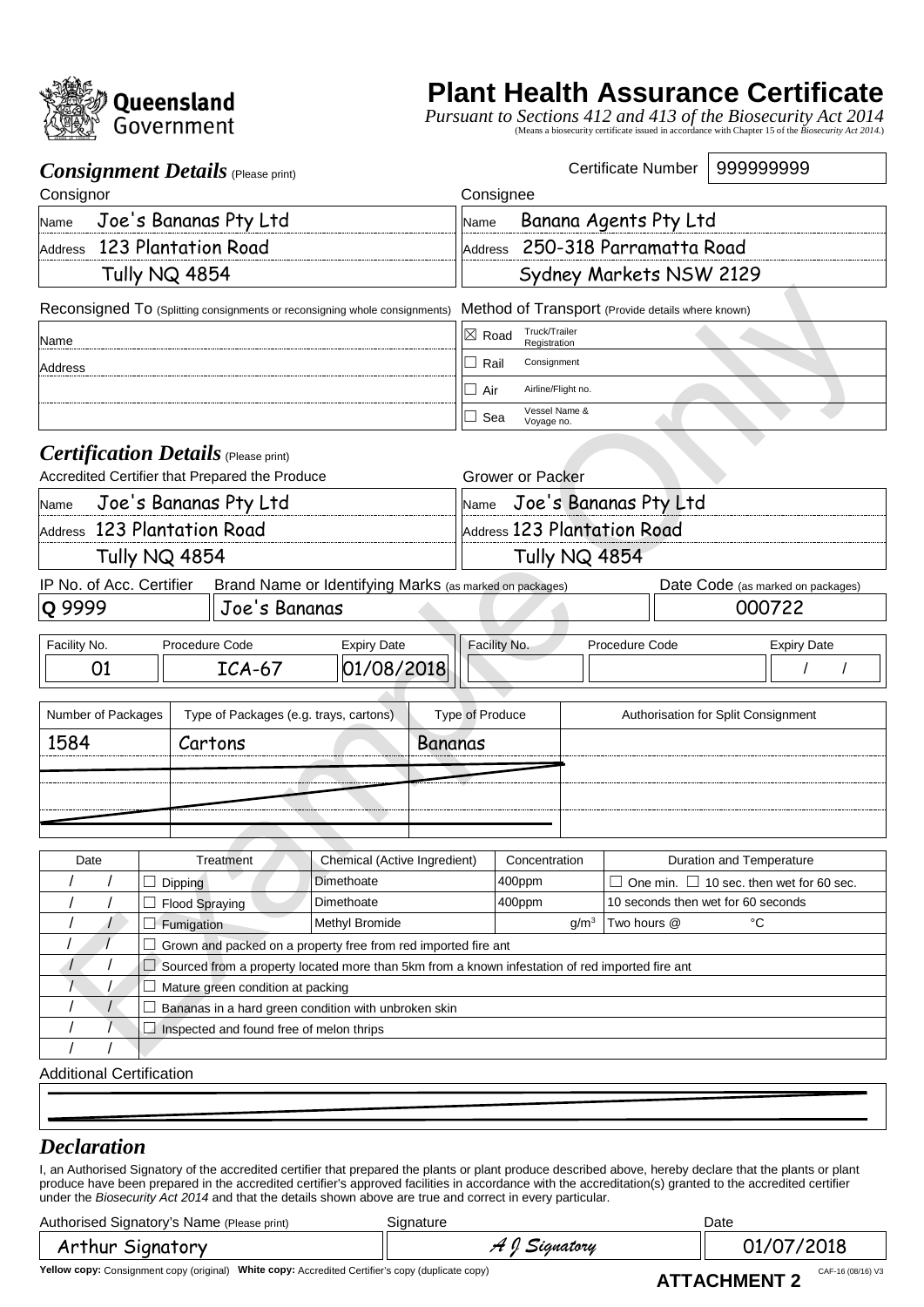Queensland Government

# Plant Health Assurance Certificate

*Pursuant to Sections 412 and 413 of the Biosecurity Act 2014*
(Means a biosecurity certificate issued in accordance with Chapter 15 of the *Biosecurity Act 2014*.)

## *Consignment Details* (Please print)

Certificate Number: 999999999

| Consignor | Consignee |
|---|---|
| Name: Joe's Bananas Pty Ltd | Name: Banana Agents Pty Ltd |
| Address: 123 Plantation Road, Tully NQ 4854 | Address: 250-318 Parramatta Road, Sydney Markets NSW 2129 |

| Reconsigned To (Splitting consignments or reconsigning whole consignments) | Method of Transport (Provide details where known) |
|---|---|
| Name: | ☒ Road — Truck/Trailer Registration |
| Address: | ☐ Rail — Consignment |
| | ☐ Air — Airline/Flight no. |
| | ☐ Sea — Vessel Name & Voyage no. |

## *Certification Details* (Please print)

| Accredited Certifier that Prepared the Produce | Grower or Packer |
|---|---|
| Name: Joe's Bananas Pty Ltd | Name: Joe's Bananas Pty Ltd |
| Address: 123 Plantation Road, Tully NQ 4854 | Address: 123 Plantation Road, Tully NQ 4854 |

| IP No. of Acc. Certifier | Brand Name or Identifying Marks (as marked on packages) | Date Code (as marked on packages) |
|---|---|---|
| Q 9999 | Joe's Bananas | 000722 |

| Facility No. | Procedure Code | Expiry Date | Facility No. | Procedure Code | Expiry Date |
|---|---|---|---|---|---|
| 01 | ICA-67 | 01/08/2018 | | | / / |

| Number of Packages | Type of Packages (e.g. trays, cartons) | Type of Produce | Authorisation for Split Consignment |
|---|---|---|---|
| 1584 | Cartons | Bananas | |
| | | | |
| | | | |
| | | | |

| Date | Treatment | Chemical (Active Ingredient) | Concentration | Duration and Temperature |
|---|---|---|---|---|
| / / | ☐ Dipping | Dimethoate | 400ppm | ☐ One min. ☐ 10 sec. then wet for 60 sec. |
| / / | ☐ Flood Spraying | Dimethoate | 400ppm | 10 seconds then wet for 60 seconds |
| / / | ☐ Fumigation | Methyl Bromide | $g/m^3$ | Two hours @ °C |
| / / | ☐ Grown and packed on a property free from red imported fire ant | | | |
| / / | ☐ Sourced from a property located more than 5km from a known infestation of red imported fire ant | | | |
| / / | ☐ Mature green condition at packing | | | |
| / / | ☐ Bananas in a hard green condition with unbroken skin | | | |
| / / | ☐ Inspected and found free of melon thrips | | | |
| / / | | | | |

Additional Certification

## *Declaration*

I, an Authorised Signatory of the accredited certifier that prepared the plants or plant produce described above, hereby declare that the plants or plant produce have been prepared in the accredited certifier's approved facilities in accordance with the accreditation(s) granted to the accredited certifier under the *Biosecurity Act 2014* and that the details shown above are true and correct in every particular.

| Authorised Signatory's Name (Please print) | Signature | Date |
|---|---|---|
| Arthur Signatory | A J Signatory | 01/07/2018 |

**Yellow copy:** Consignment copy (original) **White copy:** Accredited Certifier's copy (duplicate copy)

**ATTACHMENT 2**

CAF-16 (08/16) V3

Example Only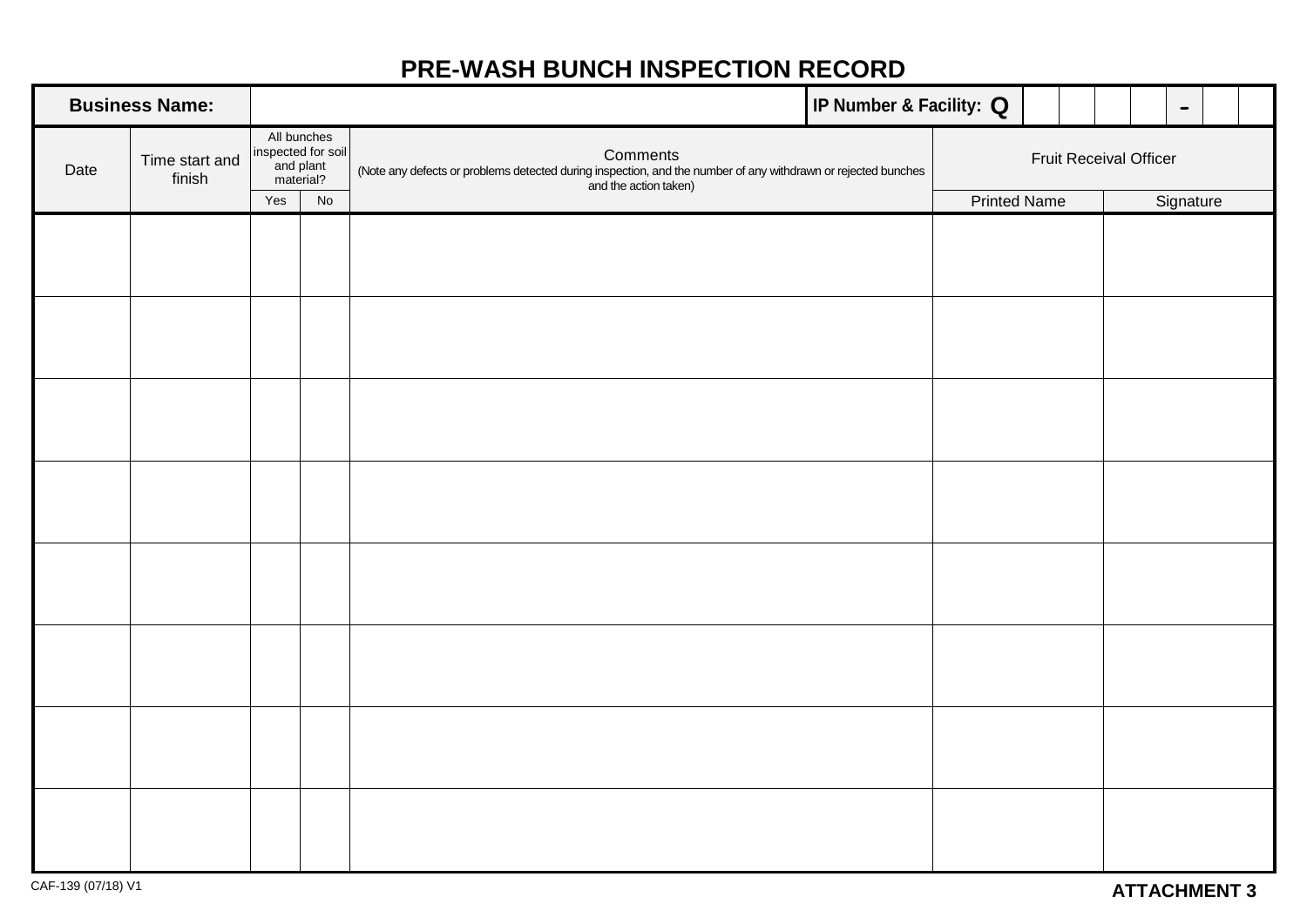# PRE-WASH BUNCH INSPECTION RECORD

| **Business Name:** | | **IP Number & Facility:** Q | | | | | | - | | |
|---|---|---|---|---|---|---|---|---|---|---|

| Date | Time start and finish | All bunches inspected for soil and plant material? | | Comments (Note any defects or problems detected during inspection, and the number of any withdrawn or rejected bunches and the action taken) | Fruit Receival Officer | |
|---|---|---|---|---|---|---|
| | | Yes | No | | Printed Name | Signature |
| | | | | | | |
| | | | | | | |
| | | | | | | |
| | | | | | | |
| | | | | | | |
| | | | | | | |
| | | | | | | |
| | | | | | | |

CAF-139 (07/18) V1

**ATTACHMENT 3**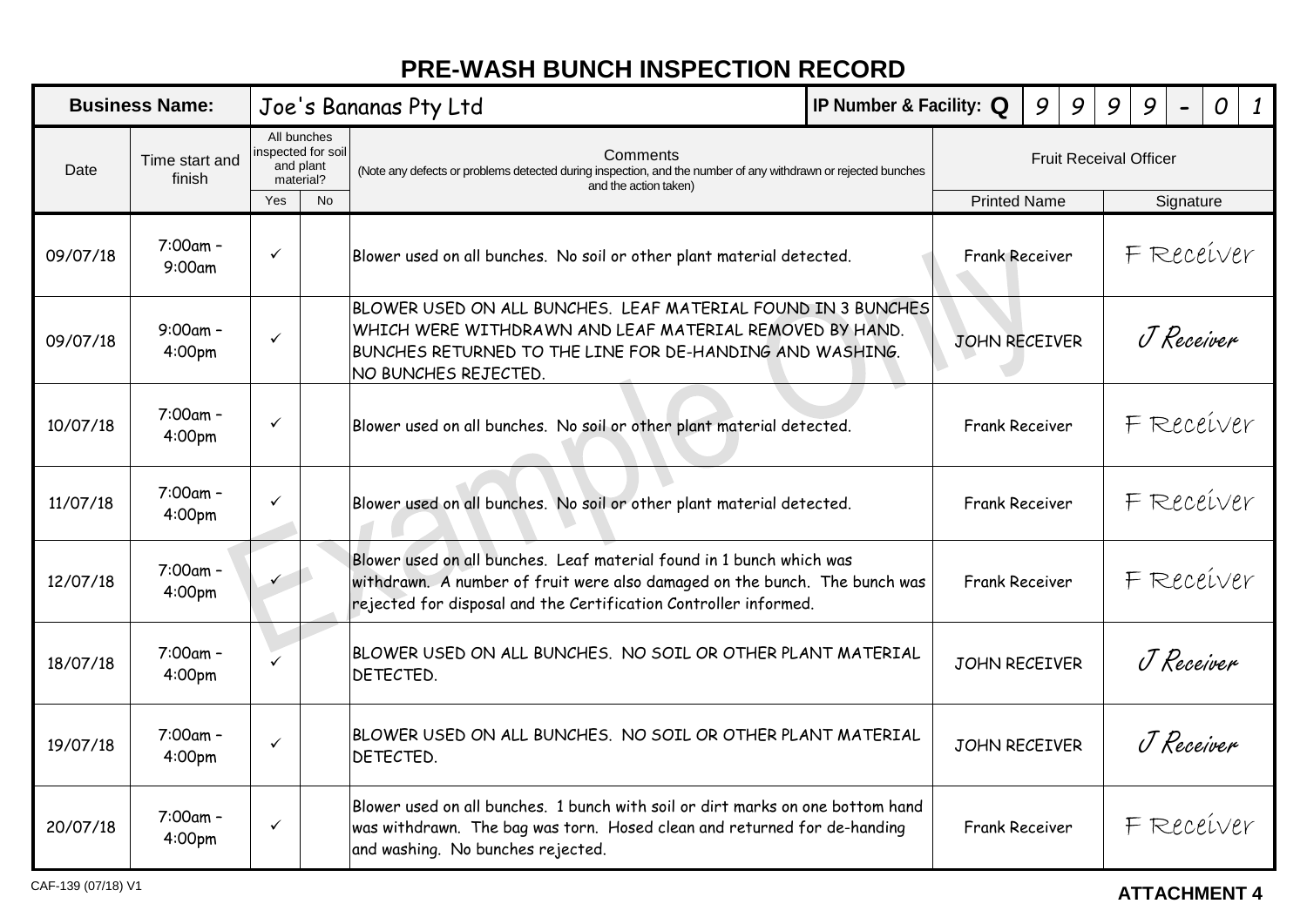# PRE-WASH BUNCH INSPECTION RECORD

| Business Name: | | Joe's Bananas Pty Ltd | | | IP Number & Facility: Q | 9 | 9 | 9 | 9 | - | 0 | 1 |
|---|---|---|---|---|---|---|---|---|---|---|---|---|

| Date | Time start and finish | All bunches inspected for soil and plant material? | | Comments (Note any defects or problems detected during inspection, and the number of any withdrawn or rejected bunches and the action taken) | Fruit Receival Officer | |
|---|---|---|---|---|---|---|
| | | Yes | No | | Printed Name | Signature |
| 09/07/18 | 7:00am – 9:00am | ✓ | | Blower used on all bunches. No soil or other plant material detected. | Frank Receiver | F Receiver |
| 09/07/18 | 9:00am – 4:00pm | ✓ | | BLOWER USED ON ALL BUNCHES. LEAF MATERIAL FOUND IN 3 BUNCHES WHICH WERE WITHDRAWN AND LEAF MATERIAL REMOVED BY HAND. BUNCHES RETURNED TO THE LINE FOR DE-HANDING AND WASHING. NO BUNCHES REJECTED. | JOHN RECEIVER | J Receiver |
| 10/07/18 | 7:00am – 4:00pm | ✓ | | Blower used on all bunches. No soil or other plant material detected. | Frank Receiver | F Receiver |
| 11/07/18 | 7:00am – 4:00pm | ✓ | | Blower used on all bunches. No soil or other plant material detected. | Frank Receiver | F Receiver |
| 12/07/18 | 7:00am – 4:00pm | ✓ | | Blower used on all bunches. Leaf material found in 1 bunch which was withdrawn. A number of fruit were also damaged on the bunch. The bunch was rejected for disposal and the Certification Controller informed. | Frank Receiver | F Receiver |
| 18/07/18 | 7:00am – 4:00pm | ✓ | | BLOWER USED ON ALL BUNCHES. NO SOIL OR OTHER PLANT MATERIAL DETECTED. | JOHN RECEIVER | J Receiver |
| 19/07/18 | 7:00am – 4:00pm | ✓ | | BLOWER USED ON ALL BUNCHES. NO SOIL OR OTHER PLANT MATERIAL DETECTED. | JOHN RECEIVER | J Receiver |
| 20/07/18 | 7:00am – 4:00pm | ✓ | | Blower used on all bunches. 1 bunch with soil or dirt marks on one bottom hand was withdrawn. The bag was torn. Hosed clean and returned for de-handing and washing. No bunches rejected. | Frank Receiver | F Receiver |

Example Only

CAF-139 (07/18) V1

**ATTACHMENT 4**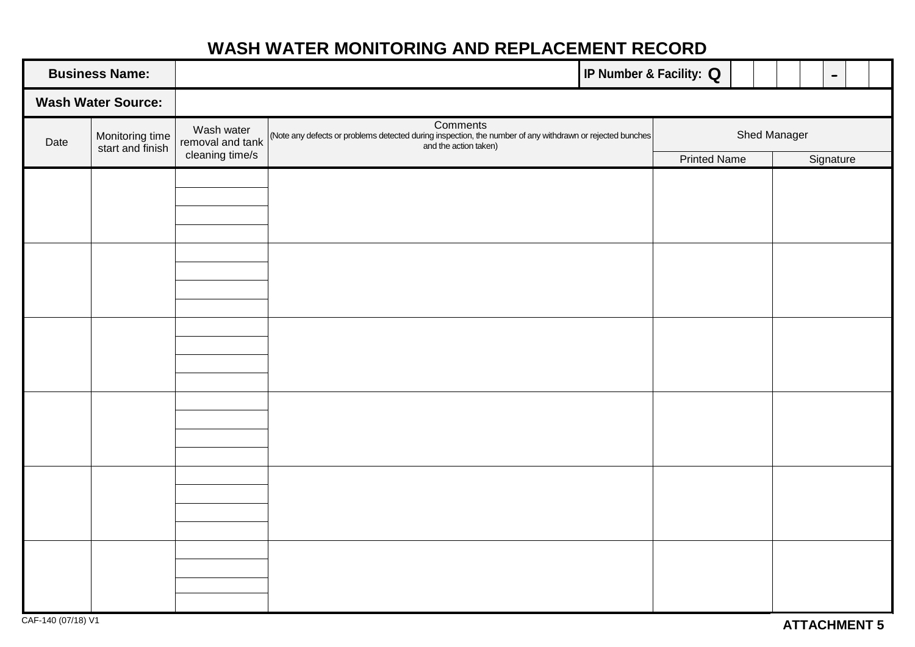# WASH WATER MONITORING AND REPLACEMENT RECORD

| **Business Name:** | | **IP Number & Facility:** Q | | | | | - | | |
|---|---|---|---|---|---|---|---|---|---|
| **Wash Water Source:** | | | | | | | | | |

| Date | Monitoring time start and finish | Wash water removal and tank cleaning time/s | Comments (Note any defects or problems detected during inspection, the number of any withdrawn or rejected bunches and the action taken) | Shed Manager | |
|---|---|---|---|---|---|
| | | | | Printed Name | Signature |
| | | | | | |
| | | | | | |
| | | | | | |
| | | | | | |
| | | | | | |
| | | | | | |

CAF-140 (07/18) V1

**ATTACHMENT 5**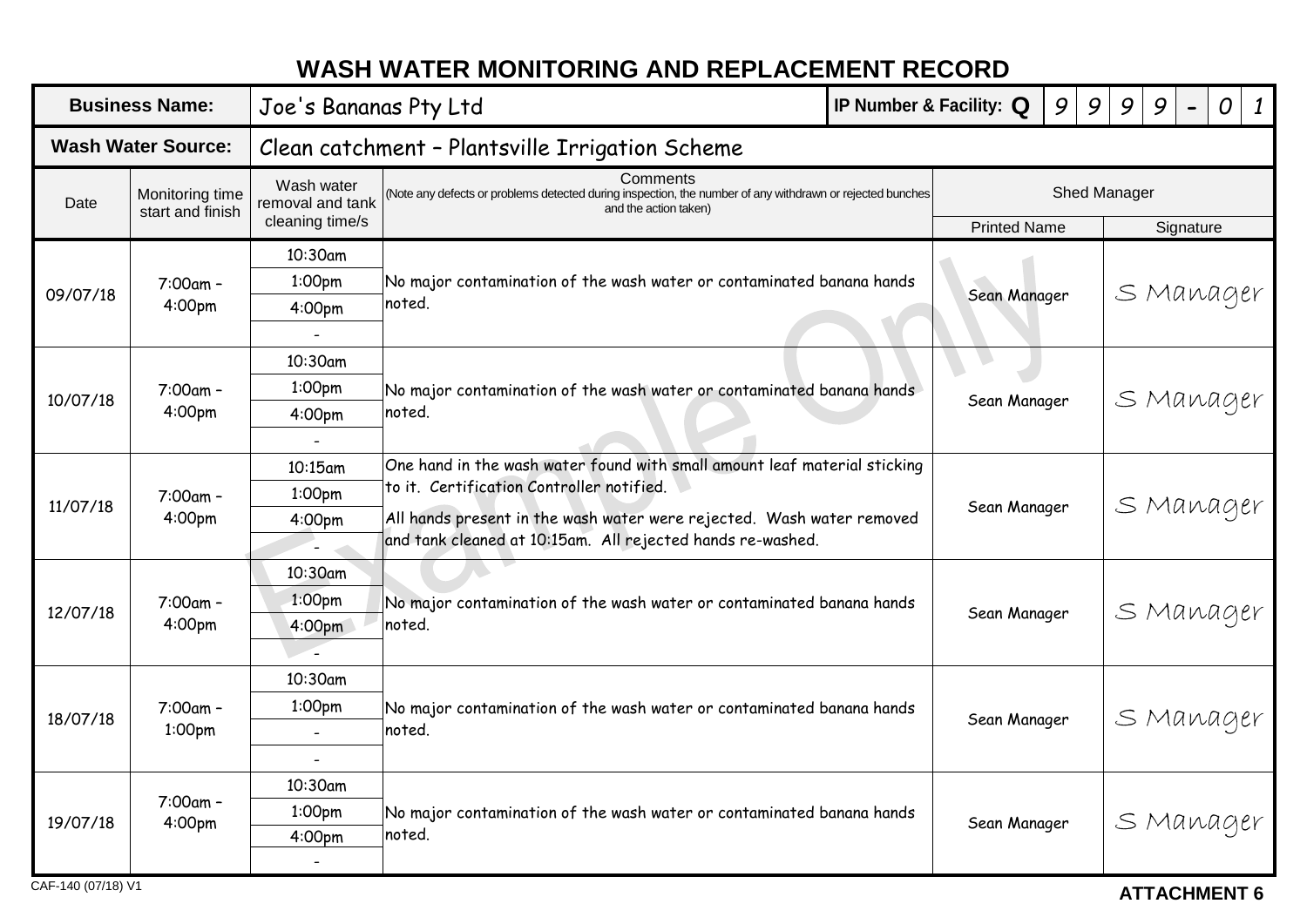# WASH WATER MONITORING AND REPLACEMENT RECORD

| Business Name: | Joe's Bananas Pty Ltd | IP Number & Facility: | Q 9999 - 01 |
|---|---|---|---|
| **Wash Water Source:** | Clean catchment – Plantsville Irrigation Scheme | | |

| Date | Monitoring time start and finish | Wash water removal and tank cleaning time/s | Comments (Note any defects or problems detected during inspection, the number of any withdrawn or rejected bunches and the action taken) | Shed Manager | |
|---|---|---|---|---|---|
| | | | | Printed Name | Signature |
| 09/07/18 | 7:00am – 4:00pm | 10:30am<br>1:00pm<br>4:00pm<br>- | No major contamination of the wash water or contaminated banana hands noted. | Sean Manager | S Manager |
| 10/07/18 | 7:00am – 4:00pm | 10:30am<br>1:00pm<br>4:00pm<br>- | No major contamination of the wash water or contaminated banana hands noted. | Sean Manager | S Manager |
| 11/07/18 | 7:00am – 4:00pm | 10:15am<br>1:00pm<br>4:00pm<br>- | One hand in the wash water found with small amount leaf material sticking to it. Certification Controller notified.<br>All hands present in the wash water were rejected. Wash water removed and tank cleaned at 10:15am. All rejected hands re-washed. | Sean Manager | S Manager |
| 12/07/18 | 7:00am – 4:00pm | 10:30am<br>1:00pm<br>4:00pm<br>- | No major contamination of the wash water or contaminated banana hands noted. | Sean Manager | S Manager |
| 18/07/18 | 7:00am – 1:00pm | 10:30am<br>1:00pm<br>-<br>- | No major contamination of the wash water or contaminated banana hands noted. | Sean Manager | S Manager |
| 19/07/18 | 7:00am – 4:00pm | 10:30am<br>1:00pm<br>4:00pm<br>- | No major contamination of the wash water or contaminated banana hands noted. | Sean Manager | S Manager |

Example Only

CAF-140 (07/18) V1

**ATTACHMENT 6**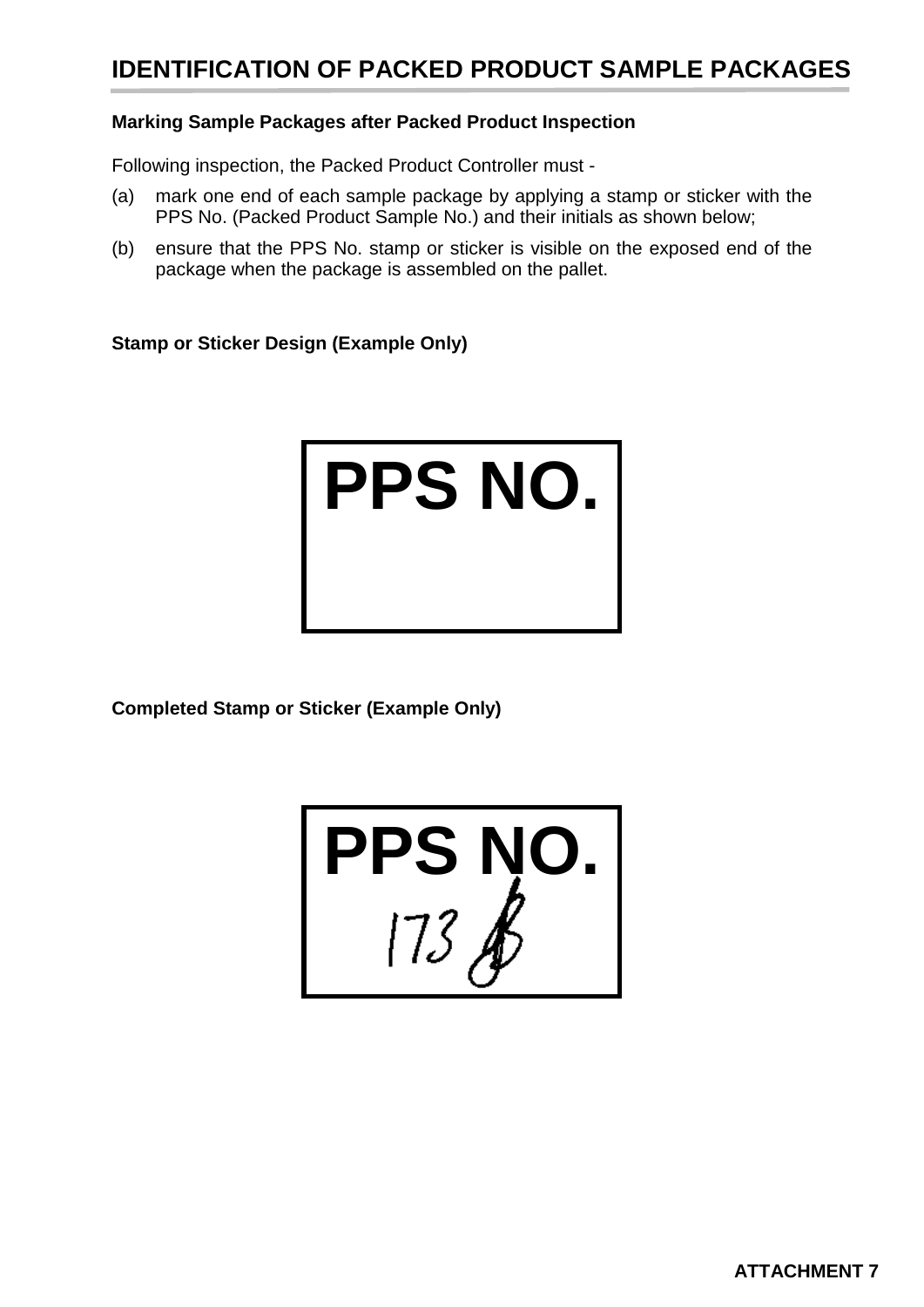# IDENTIFICATION OF PACKED PRODUCT SAMPLE PACKAGES

**Marking Sample Packages after Packed Product Inspection**

Following inspection, the Packed Product Controller must -

(a) mark one end of each sample package by applying a stamp or sticker with the PPS No. (Packed Product Sample No.) and their initials as shown below;

(b) ensure that the PPS No. stamp or sticker is visible on the exposed end of the package when the package is assembled on the pallet.

**Stamp or Sticker Design (Example Only)**

PPS NO.

**Completed Stamp or Sticker (Example Only)**

PPS NO.
173

ATTACHMENT 7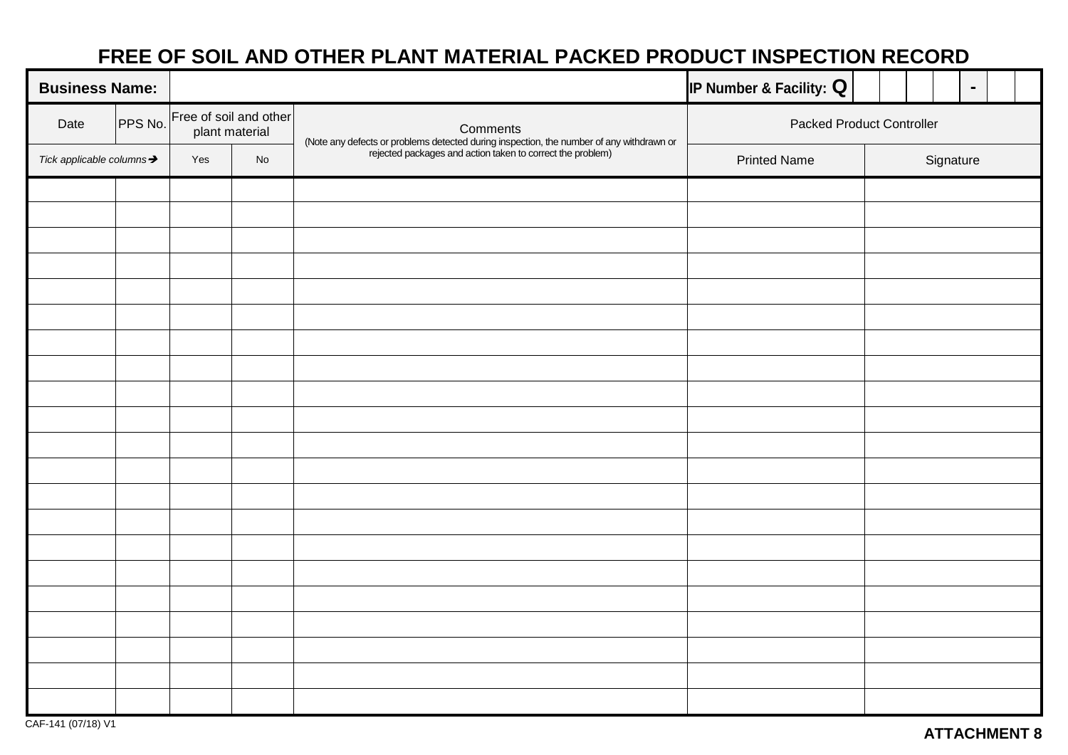# FREE OF SOIL AND OTHER PLANT MATERIAL PACKED PRODUCT INSPECTION RECORD

**Business Name:** | **IP Number & Facility: Q** | | | | | - | |

| Date | PPS No. | Free of soil and other plant material | | Comments<br>(Note any defects or problems detected during inspection, the number of any withdrawn or rejected packages and action taken to correct the problem) | Packed Product Controller | |
|---|---|---|---|---|---|---|
| *Tick applicable columns➔* | | Yes | No | | Printed Name | Signature |
| | | | | | | |
| | | | | | | |
| | | | | | | |
| | | | | | | |
| | | | | | | |
| | | | | | | |
| | | | | | | |
| | | | | | | |
| | | | | | | |
| | | | | | | |
| | | | | | | |
| | | | | | | |
| | | | | | | |
| | | | | | | |
| | | | | | | |
| | | | | | | |
| | | | | | | |
| | | | | | | |
| | | | | | | |
| | | | | | | |
| | | | | | | |

CAF-141 (07/18) V1

**ATTACHMENT 8**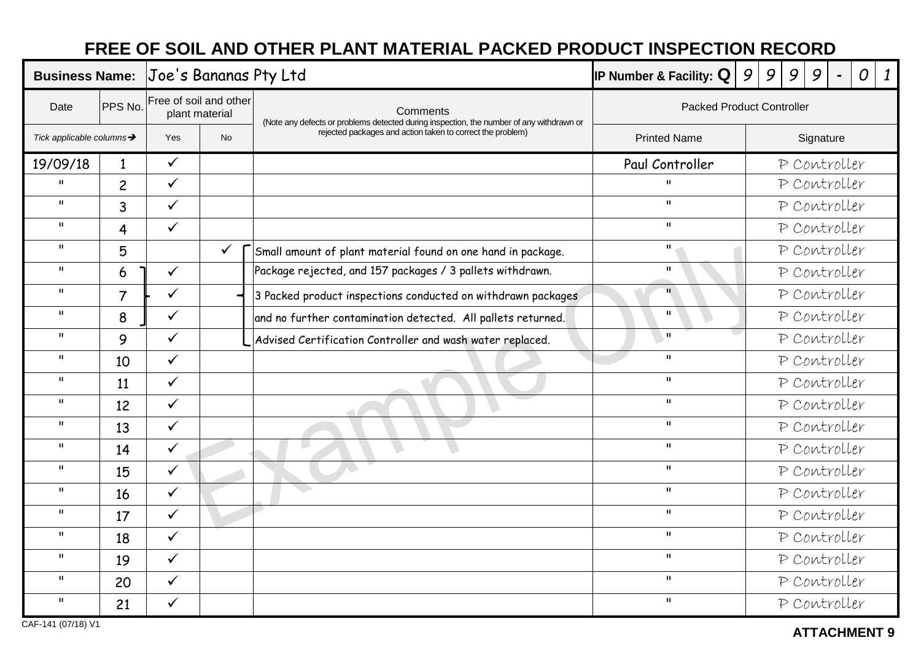# FREE OF SOIL AND OTHER PLANT MATERIAL PACKED PRODUCT INSPECTION RECORD

**Business Name:** Joe's Bananas Pty Ltd

**IP Number & Facility:** Q 9 9 9 9 - 0 1

| Date | PPS No. | Free of soil and other plant material | | Comments (Note any defects or problems detected during inspection, the number of any withdrawn or rejected packages and action taken to correct the problem) | Packed Product Controller | |
|---|---|---|---|---|---|---|
| *Tick applicable columns ➔* | | Yes | No | | Printed Name | Signature |
| 19/09/18 | 1 | ✓ | | | Paul Controller | P Controller |
| " | 2 | ✓ | | | " | P Controller |
| " | 3 | ✓ | | | " | P Controller |
| " | 4 | ✓ | | | " | P Controller |
| " | 5 | | ✓ | Small amount of plant material found on one hand in package. | " | P Controller |
| " | 6 | ✓ | | Package rejected, and 157 packages / 3 pallets withdrawn. | " | P Controller |
| " | 7 | ✓ | | 3 Packed product inspections conducted on withdrawn packages | " | P Controller |
| " | 8 | ✓ | | and no further contamination detected. All pallets returned. | " | P Controller |
| " | 9 | ✓ | | Advised Certification Controller and wash water replaced. | " | P Controller |
| " | 10 | ✓ | | | " | P Controller |
| " | 11 | ✓ | | | " | P Controller |
| " | 12 | ✓ | | | " | P Controller |
| " | 13 | ✓ | | | " | P Controller |
| " | 14 | ✓ | | | " | P Controller |
| " | 15 | ✓ | | | " | P Controller |
| " | 16 | ✓ | | | " | P Controller |
| " | 17 | ✓ | | | " | P Controller |
| " | 18 | ✓ | | | " | P Controller |
| " | 19 | ✓ | | | " | P Controller |
| " | 20 | ✓ | | | " | P Controller |
| " | 21 | ✓ | | | " | P Controller |

Example Only

CAF-141 (07/18) V1

**ATTACHMENT 9**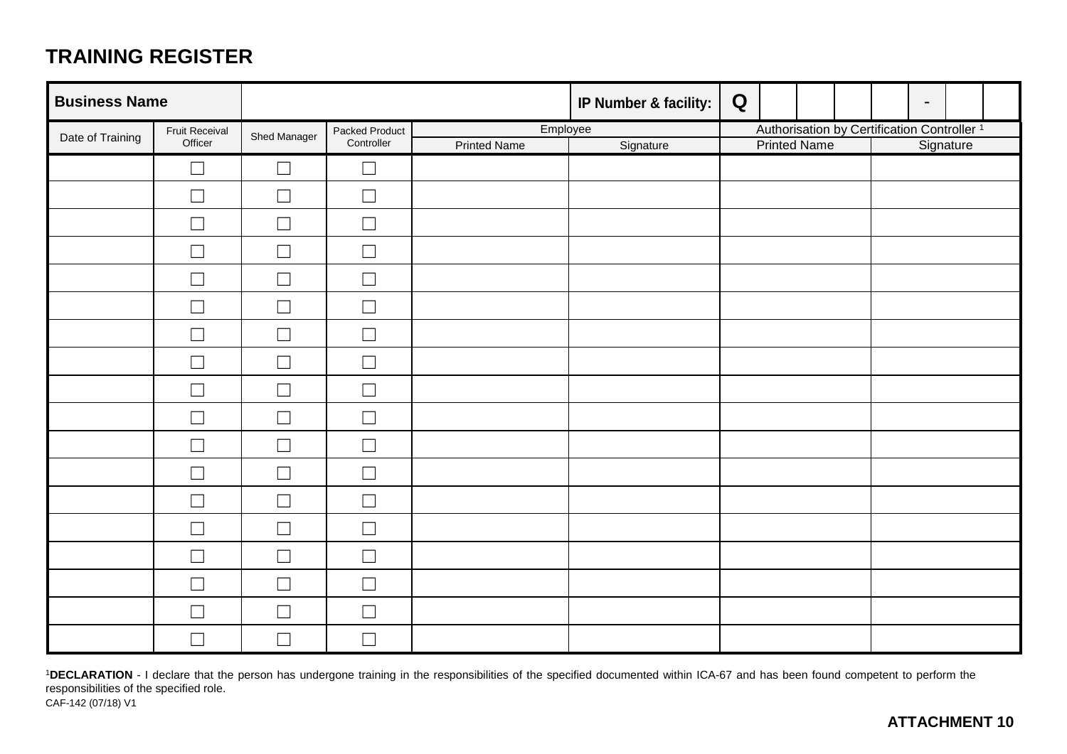# TRAINING REGISTER

| Business Name | | | | IP Number & facility: | Q | | | | | - | | |
|---|---|---|---|---|---|---|---|---|---|---|---|---|

| Date of Training | Fruit Receival Officer | Shed Manager | Packed Product Controller | Employee | | Authorisation by Certification Controller [1] | |
|---|---|---|---|---|---|---|---|
| | | | | Printed Name | Signature | Printed Name | Signature |
| | ☐ | ☐ | ☐ | | | | |
| | ☐ | ☐ | ☐ | | | | |
| | ☐ | ☐ | ☐ | | | | |
| | ☐ | ☐ | ☐ | | | | |
| | ☐ | ☐ | ☐ | | | | |
| | ☐ | ☐ | ☐ | | | | |
| | ☐ | ☐ | ☐ | | | | |
| | ☐ | ☐ | ☐ | | | | |
| | ☐ | ☐ | ☐ | | | | |
| | ☐ | ☐ | ☐ | | | | |
| | ☐ | ☐ | ☐ | | | | |
| | ☐ | ☐ | ☐ | | | | |
| | ☐ | ☐ | ☐ | | | | |
| | ☐ | ☐ | ☐ | | | | |
| | ☐ | ☐ | ☐ | | | | |
| | ☐ | ☐ | ☐ | | | | |
| | ☐ | ☐ | ☐ | | | | |
| | ☐ | ☐ | ☐ | | | | |

[1]**DECLARATION** - I declare that the person has undergone training in the responsibilities of the specified documented within ICA-67 and has been found competent to perform the responsibilities of the specified role.

CAF-142 (07/18) V1

**ATTACHMENT 10**